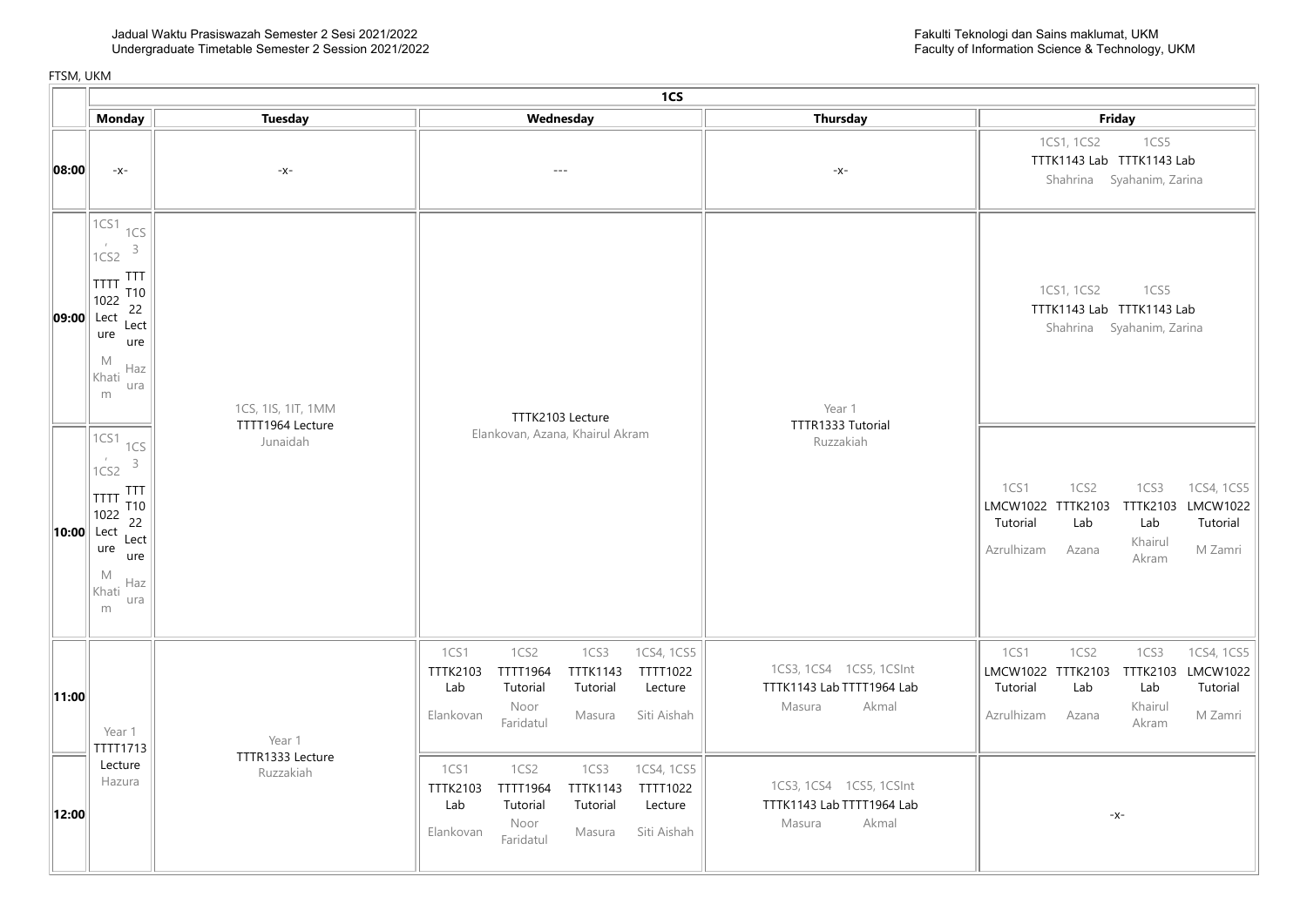Jadual Waktu Prasiswazah Semester 2 Sesi 2021/2022
Undergraduate Timetable Semester 2 Session 2021/2022

Fakulti Teknologi dan Sains maklumat, UKM
Faculty of Information Science & Technology, UKM

FTSM, UKM

| | 1CS | | | | |
|---|---|---|---|---|---|
| | **Monday** | **Tuesday** | **Wednesday** | **Thursday** | **Friday** |
| **08:00** | -x- | -x- | --- | -x- | 1CS1, 1CS2 TTTK1143 Lab Shahrina; 1CS5 TTTK1143 Lab Syahanim, Zarina |
| **09:00** | 1CS1, 1CS2 TTTT1022 Lecture M Khatim; 1CS3 TTTT1022 Lecture Hazura | 1CS, 1IS, 1IT, 1MM TTTT1964 Lecture Junaidah | TTTK2103 Lecture Elankovan, Azana, Khairul Akram | Year 1 TTTR1333 Tutorial Ruzzakiah | 1CS1, 1CS2 TTTK1143 Lab Shahrina; 1CS5 TTTK1143 Lab Syahanim, Zarina |
| **10:00** | 1CS1, 1CS2 TTTT1022 Lecture M Khatim; 1CS3 TTTT1022 Lecture Hazura | 1CS, 1IS, 1IT, 1MM TTTT1964 Lecture Junaidah | TTTK2103 Lecture Elankovan, Azana, Khairul Akram | Year 1 TTTR1333 Tutorial Ruzzakiah | 1CS1 LMCW1022 Tutorial Azrulhizam; 1CS2 TTTK2103 Lab Azana; 1CS3 TTTK2103 Lab Khairul Akram; 1CS4, 1CS5 LMCW1022 Tutorial M Zamri |
| **11:00** | Year 1 TTTT1713 Lecture Hazura | Year 1 TTTR1333 Lecture Ruzzakiah | 1CS1 TTTK2103 Lab Elankovan; 1CS2 TTTT1964 Tutorial Noor Faridatul; 1CS3 TTTK1143 Tutorial Masura; 1CS4, 1CS5 TTTT1022 Lecture Siti Aishah | 1CS3, 1CS4 TTTK1143 Lab Masura; 1CS5, 1CSInt TTTT1964 Lab Akmal | 1CS1 LMCW1022 Tutorial Azrulhizam; 1CS2 TTTK2103 Lab Azana; 1CS3 TTTK2103 Lab Khairul Akram; 1CS4, 1CS5 LMCW1022 Tutorial M Zamri |
| **12:00** | Year 1 TTTT1713 Lecture Hazura | Year 1 TTTR1333 Lecture Ruzzakiah | 1CS1 TTTK2103 Lab Elankovan; 1CS2 TTTT1964 Tutorial Noor Faridatul; 1CS3 TTTK1143 Tutorial Masura; 1CS4, 1CS5 TTTT1022 Lecture Siti Aishah | 1CS3, 1CS4 TTTK1143 Lab Masura; 1CS5, 1CSInt TTTT1964 Lab Akmal | -x- |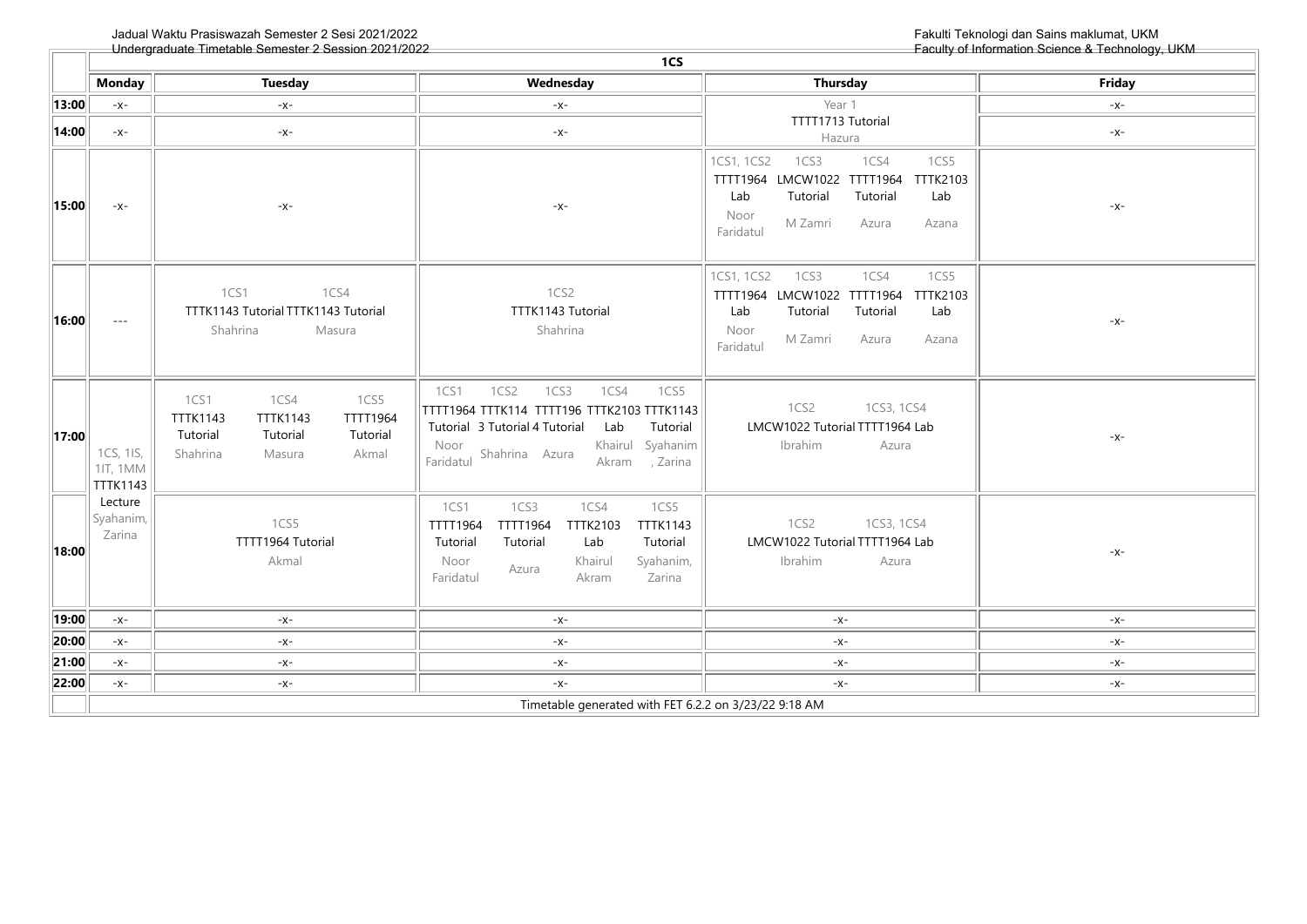Jadual Waktu Prasiswazah Semester 2 Sesi 2021/2022
Undergraduate Timetable Semester 2 Session 2021/2022

Fakulti Teknologi dan Sains maklumat, UKM
Faculty of Information Science & Technology, UKM

## 1CS

| | Monday | Tuesday | Wednesday | Thursday | Friday |
|---|---|---|---|---|---|
| 13:00 | -x- | -x- | -x- | Year 1 TTTT1713 Tutorial Hazura | -x- |
| 14:00 | -x- | -x- | -x- | | -x- |
| 15:00 | -x- | -x- | -x- | 1CS1, 1CS2 TTTT1964 Lab Noor Faridatul; 1CS3 LMCW1022 Tutorial M Zamri; 1CS4 TTTT1964 Tutorial Azura; 1CS5 TTTK2103 Lab Azana | -x- |
| 16:00 | --- | 1CS1 TTTK1143 Tutorial Shahrina; 1CS4 TTTK1143 Tutorial Masura | 1CS2 TTTK1143 Tutorial Shahrina | 1CS1, 1CS2 TTTT1964 Lab Noor Faridatul; 1CS3 LMCW1022 Tutorial M Zamri; 1CS4 TTTT1964 Tutorial Azura; 1CS5 TTTK2103 Lab Azana | -x- |
| 17:00 | 1CS, 1IS, 1IT, 1MM TTTK1143 Lecture Syahanim, Zarina | 1CS1 TTTK1143 Tutorial Shahrina; 1CS4 TTTK1143 Tutorial Masura; 1CS5 TTTT1964 Tutorial Akmal | 1CS1 TTTT1964 Tutorial Noor Faridatul; 1CS2 TTTK1143 Tutorial Shahrina; 1CS3 TTTT1964 Tutorial Azura; 1CS4 TTTK2103 Lab Khairul Akram; 1CS5 TTTK1143 Tutorial Syahanim, Zarina | 1CS2 LMCW1022 Tutorial Ibrahim; 1CS3, 1CS4 TTTT1964 Lab Azura | -x- |
| 18:00 | | 1CS5 TTTT1964 Tutorial Akmal | 1CS1 TTTT1964 Tutorial Noor Faridatul; 1CS3 TTTT1964 Tutorial Azura; 1CS4 TTTK2103 Lab Khairul Akram; 1CS5 TTTK1143 Tutorial Syahanim, Zarina | 1CS2 LMCW1022 Tutorial Ibrahim; 1CS3, 1CS4 TTTT1964 Lab Azura | -x- |
| 19:00 | -x- | -x- | -x- | -x- | -x- |
| 20:00 | -x- | -x- | -x- | -x- | -x- |
| 21:00 | -x- | -x- | -x- | -x- | -x- |
| 22:00 | -x- | -x- | -x- | -x- | -x- |

Timetable generated with FET 6.2.2 on 3/23/22 9:18 AM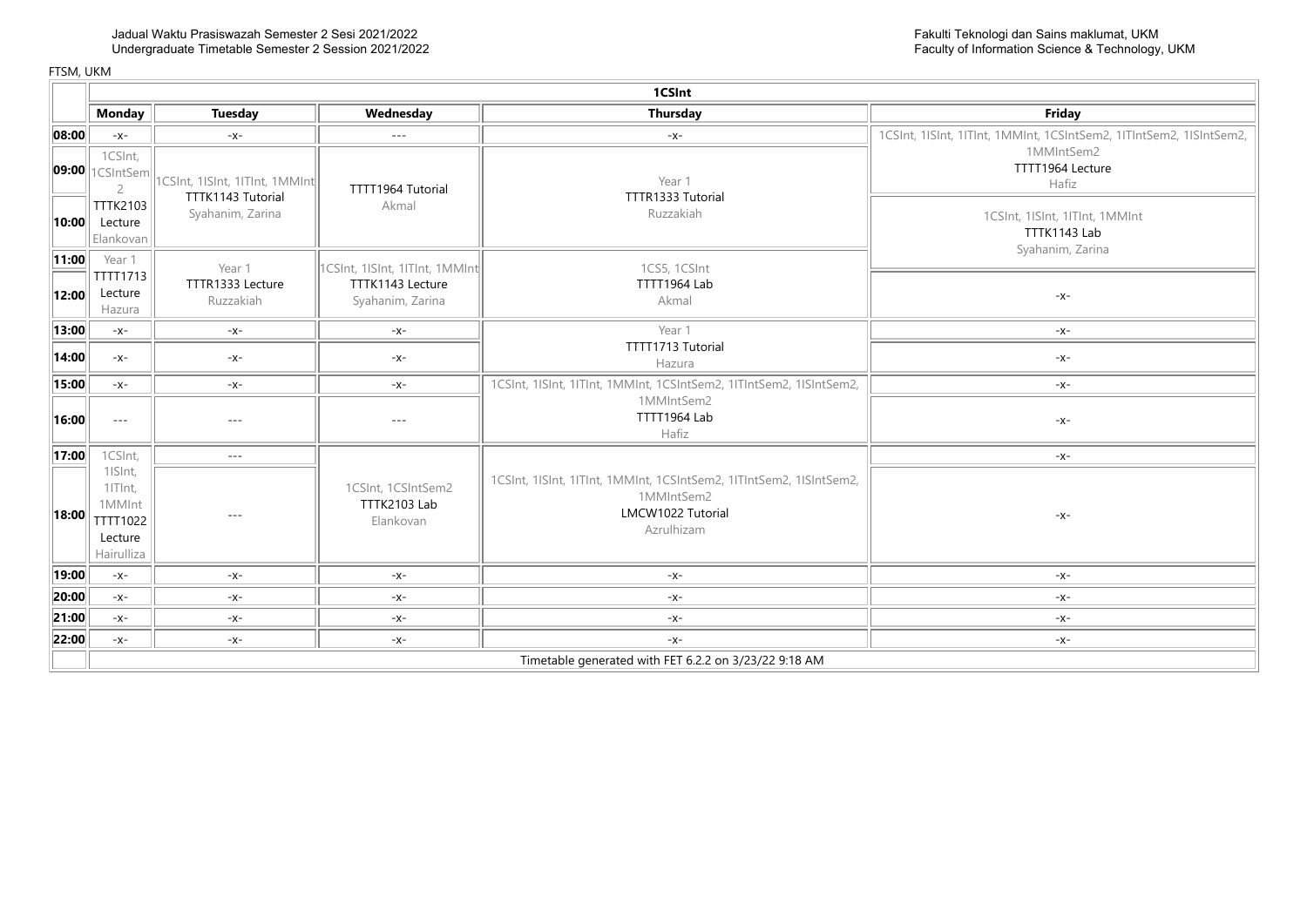Jadual Waktu Prasiswazah Semester 2 Sesi 2021/2022
Undergraduate Timetable Semester 2 Session 2021/2022

Fakulti Teknologi dan Sains maklumat, UKM
Faculty of Information Science & Technology, UKM

FTSM, UKM

| | 1CSInt | | | | |
|---|---|---|---|---|---|
| | **Monday** | **Tuesday** | **Wednesday** | **Thursday** | **Friday** |
| **08:00** | -x- | -x- | --- | -x- | 1CSInt, 1ISInt, 1ITInt, 1MMInt, 1CSIntSem2, 1ITIntSem2, 1ISIntSem2, 1MMIntSem2 TTTT1964 Lecture Hafiz |
| **09:00** | 1CSInt, 1CSIntSem2 TTTK2103 Lecture Elankovan | 1CSInt, 1ISInt, 1ITInt, 1MMInt TTTK1143 Tutorial Syahanim, Zarina | TTTT1964 Tutorial Akmal | Year 1 TTTR1333 Tutorial Ruzzakiah | |
| **10:00** | | | | | 1CSInt, 1ISInt, 1ITInt, 1MMInt TTTK1143 Lab Syahanim, Zarina |
| **11:00** | Year 1 TTTT1713 Lecture Hazura | Year 1 TTTR1333 Lecture Ruzzakiah | 1CSInt, 1ISInt, 1ITInt, 1MMInt TTTK1143 Lecture Syahanim, Zarina | 1CS5, 1CSInt TTTT1964 Lab Akmal | |
| **12:00** | | | | | -x- |
| **13:00** | -x- | -x- | -x- | Year 1 TTTT1713 Tutorial Hazura | -x- |
| **14:00** | -x- | -x- | -x- | | -x- |
| **15:00** | -x- | -x- | -x- | 1CSInt, 1ISInt, 1ITInt, 1MMInt, 1CSIntSem2, 1ITIntSem2, 1ISIntSem2, 1MMIntSem2 TTTT1964 Lab Hafiz | -x- |
| **16:00** | --- | --- | --- | | -x- |
| **17:00** | 1CSInt, 1ISInt, 1ITInt, 1MMInt TTTT1022 Lecture Hairulliza | --- | 1CSInt, 1CSIntSem2 TTTK2103 Lab Elankovan | 1CSInt, 1ISInt, 1ITInt, 1MMInt, 1CSIntSem2, 1ITIntSem2, 1ISIntSem2, 1MMIntSem2 LMCW1022 Tutorial Azrulhizam | -x- |
| **18:00** | | --- | | | -x- |
| **19:00** | -x- | -x- | -x- | -x- | -x- |
| **20:00** | -x- | -x- | -x- | -x- | -x- |
| **21:00** | -x- | -x- | -x- | -x- | -x- |
| **22:00** | -x- | -x- | -x- | -x- | -x- |
| | Timetable generated with FET 6.2.2 on 3/23/22 9:18 AM | | | | |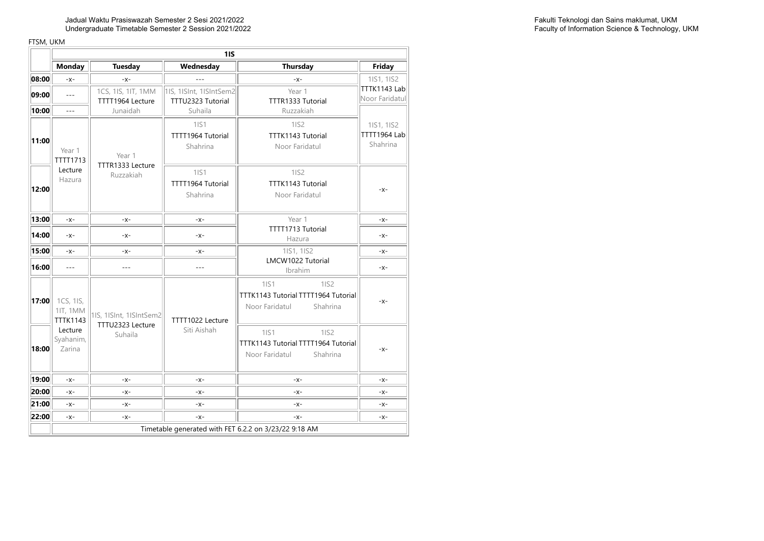Jadual Waktu Prasiswazah Semester 2 Sesi 2021/2022
Undergraduate Timetable Semester 2 Session 2021/2022

Fakulti Teknologi dan Sains maklumat, UKM
Faculty of Information Science & Technology, UKM

FTSM, UKM

| | 1IS | | | | | |
|---|---|---|---|---|---|---|
| | **Monday** | **Tuesday** | **Wednesday** | **Thursday** | | **Friday** |
| **08:00** | -x- | -x- | --- | -x- | | 1IS1, 1IS2 TTTK1143 Lab Noor Faridatul |
| **09:00** | --- | 1CS, 1IS, 1IT, 1MM TTTT1964 Lecture Junaidah | 1IS, 1ISInt, 1ISIntSem2 TTTU2323 Tutorial Suhaila | Year 1 TTTR1333 Tutorial Ruzzakiah | | |
| **10:00** | --- | | | | | |
| **11:00** | Year 1 TTTT1713 Lecture Hazura | Year 1 TTTR1333 Lecture Ruzzakiah | 1IS1 TTTT1964 Tutorial Shahrina | 1IS2 TTTK1143 Tutorial Noor Faridatul | | 1IS1, 1IS2 TTTT1964 Lab Shahrina |
| **12:00** | | | 1IS1 TTTT1964 Tutorial Shahrina | 1IS2 TTTK1143 Tutorial Noor Faridatul | | -x- |
| **13:00** | -x- | -x- | -x- | Year 1 TTTT1713 Tutorial Hazura | | -x- |
| **14:00** | -x- | -x- | -x- | | | -x- |
| **15:00** | -x- | -x- | -x- | 1IS1, 1IS2 LMCW1022 Tutorial Ibrahim | | -x- |
| **16:00** | --- | --- | --- | | | -x- |
| **17:00** | 1CS, 1IS, 1IT, 1MM TTTK1143 Lecture Syahanim, Zarina | 1IS, 1ISInt, 1ISIntSem2 TTTU2323 Lecture Suhaila | TTTT1022 Lecture Siti Aishah | 1IS1 TTTK1143 Tutorial Noor Faridatul | 1IS2 TTTT1964 Tutorial Shahrina | -x- |
| **18:00** | | | | 1IS1 TTTK1143 Tutorial Noor Faridatul | 1IS2 TTTT1964 Tutorial Shahrina | -x- |
| **19:00** | -x- | -x- | -x- | -x- | | -x- |
| **20:00** | -x- | -x- | -x- | -x- | | -x- |
| **21:00** | -x- | -x- | -x- | -x- | | -x- |
| **22:00** | -x- | -x- | -x- | -x- | | -x- |
| | Timetable generated with FET 6.2.2 on 3/23/22 9:18 AM | | | | | |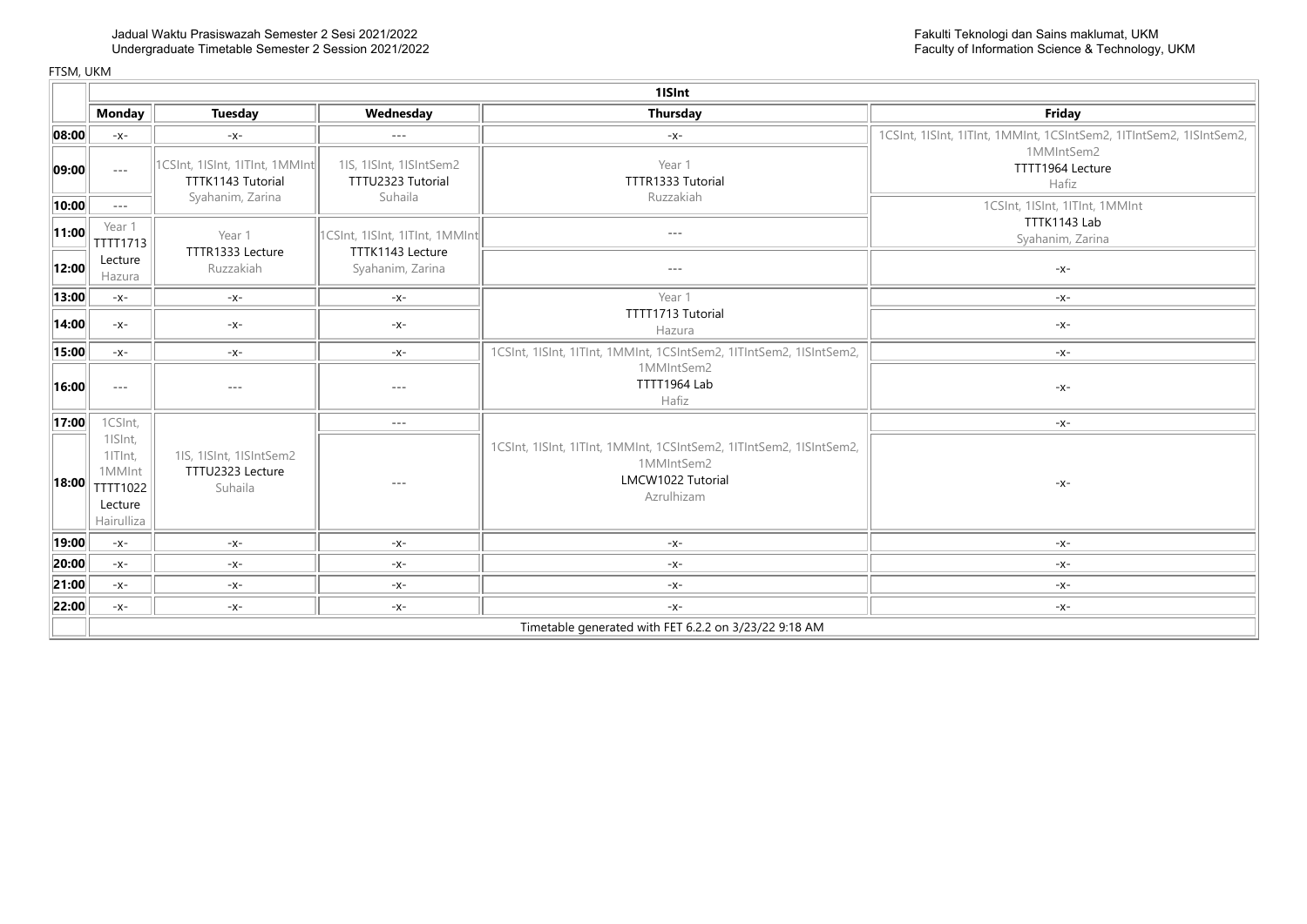Jadual Waktu Prasiswazah Semester 2 Sesi 2021/2022
Undergraduate Timetable Semester 2 Session 2021/2022

Fakulti Teknologi dan Sains maklumat, UKM
Faculty of Information Science & Technology, UKM

FTSM, UKM

| | 1ISInt | | | | |
|---|---|---|---|---|---|
| | **Monday** | **Tuesday** | **Wednesday** | **Thursday** | **Friday** |
| **08:00** | -x- | -x- | --- | -x- | 1CSInt, 1ISInt, 1ITInt, 1MMInt, 1CSIntSem2, 1ITIntSem2, 1ISIntSem2, 1MMIntSem2 TTTT1964 Lecture Hafiz |
| **09:00** | --- | 1CSInt, 1ISInt, 1ITInt, 1MMInt TTTK1143 Tutorial Syahanim, Zarina | 1IS, 1ISInt, 1ISIntSem2 TTTU2323 Tutorial Suhaila | Year 1 TTTR1333 Tutorial Ruzzakiah | |
| **10:00** | --- | | | | 1CSInt, 1ISInt, 1ITInt, 1MMInt TTTK1143 Lab Syahanim, Zarina |
| **11:00** | Year 1 TTTT1713 Lecture Hazura | Year 1 TTTR1333 Lecture Ruzzakiah | 1CSInt, 1ISInt, 1ITInt, 1MMInt TTTK1143 Lecture Syahanim, Zarina | --- | |
| **12:00** | | | | --- | -x- |
| **13:00** | -x- | -x- | -x- | Year 1 TTTT1713 Tutorial Hazura | -x- |
| **14:00** | -x- | -x- | -x- | | -x- |
| **15:00** | -x- | -x- | -x- | 1CSInt, 1ISInt, 1ITInt, 1MMInt, 1CSIntSem2, 1ITIntSem2, 1ISIntSem2, 1MMIntSem2 TTTT1964 Lab Hafiz | -x- |
| **16:00** | --- | --- | --- | | -x- |
| **17:00** | 1CSInt, 1ISInt, 1ITInt, 1MMInt TTTT1022 Lecture Hairulliza | 1IS, 1ISInt, 1ISIntSem2 TTTU2323 Lecture Suhaila | --- | 1CSInt, 1ISInt, 1ITInt, 1MMInt, 1CSIntSem2, 1ITIntSem2, 1ISIntSem2, 1MMIntSem2 LMCW1022 Tutorial Azrulhizam | -x- |
| **18:00** | | | --- | | -x- |
| **19:00** | -x- | -x- | -x- | -x- | -x- |
| **20:00** | -x- | -x- | -x- | -x- | -x- |
| **21:00** | -x- | -x- | -x- | -x- | -x- |
| **22:00** | -x- | -x- | -x- | -x- | -x- |
| | Timetable generated with FET 6.2.2 on 3/23/22 9:18 AM | | | | |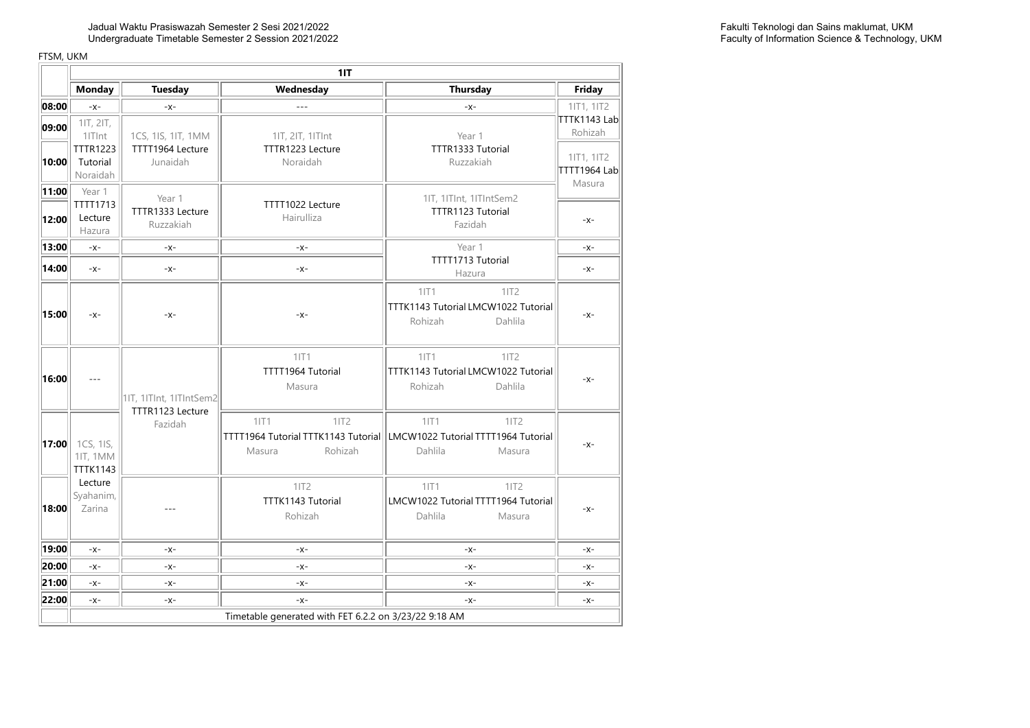Jadual Waktu Prasiswazah Semester 2 Sesi 2021/2022
Undergraduate Timetable Semester 2 Session 2021/2022

Fakulti Teknologi dan Sains maklumat, UKM
Faculty of Information Science & Technology, UKM

FTSM, UKM

| | 1IT | | | | | | |
|---|---|---|---|---|---|---|---|
| | Monday | Tuesday | Wednesday | | Thursday | | Friday |
| 08:00 | -x- | -x- | --- | | -x- | | 1IT1, 1IT2 TTTK1143 Lab Rohizah |
| 09:00 | 1IT, 2IT, 1ITInt TTTR1223 Tutorial Noraidah | 1CS, 1IS, 1IT, 1MM TTTT1964 Lecture Junaidah | 1IT, 2IT, 1ITInt TTTR1223 Lecture Noraidah | | Year 1 TTTR1333 Tutorial Ruzzakiah | | |
| 10:00 | | | | | | | 1IT1, 1IT2 TTTT1964 Lab Masura |
| 11:00 | Year 1 TTTT1713 Lecture Hazura | Year 1 TTTR1333 Lecture Ruzzakiah | TTTT1022 Lecture Hairulliza | | 1IT, 1ITInt, 1ITIntSem2 TTTR1123 Tutorial Fazidah | | |
| 12:00 | | | | | | | -x- |
| 13:00 | -x- | -x- | -x- | | Year 1 TTTT1713 Tutorial Hazura | | -x- |
| 14:00 | -x- | -x- | -x- | | | | -x- |
| 15:00 | -x- | -x- | -x- | | 1IT1 TTTK1143 Tutorial Rohizah | 1IT2 LMCW1022 Tutorial Dahlila | -x- |
| 16:00 | --- | 1IT, 1ITInt, 1ITIntSem2 TTTR1123 Lecture Fazidah | 1IT1 TTTT1964 Tutorial Masura | | 1IT1 TTTK1143 Tutorial Rohizah | 1IT2 LMCW1022 Tutorial Dahlila | -x- |
| 17:00 | 1CS, 1IS, 1IT, 1MM TTTK1143 Lecture Syahanim, Zarina | | 1IT1 TTTT1964 Tutorial Masura | 1IT2 TTTK1143 Tutorial Rohizah | 1IT1 LMCW1022 Tutorial Dahlila | 1IT2 TTTT1964 Tutorial Masura | -x- |
| 18:00 | | --- | 1IT2 TTTK1143 Tutorial Rohizah | | 1IT1 LMCW1022 Tutorial Dahlila | 1IT2 TTTT1964 Tutorial Masura | -x- |
| 19:00 | -x- | -x- | -x- | | -x- | | -x- |
| 20:00 | -x- | -x- | -x- | | -x- | | -x- |
| 21:00 | -x- | -x- | -x- | | -x- | | -x- |
| 22:00 | -x- | -x- | -x- | | -x- | | -x- |
| | Timetable generated with FET 6.2.2 on 3/23/22 9:18 AM | | | | | | |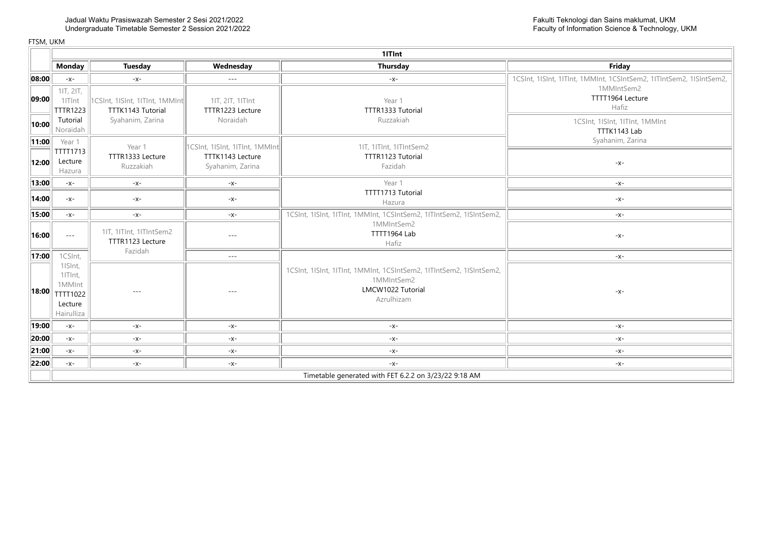Jadual Waktu Prasiswazah Semester 2 Sesi 2021/2022
Undergraduate Timetable Semester 2 Session 2021/2022

Fakulti Teknologi dan Sains maklumat, UKM
Faculty of Information Science & Technology, UKM

FTSM, UKM

## 1ITInt

| | Monday | Tuesday | Wednesday | Thursday | Friday |
|---|---|---|---|---|---|
| 08:00 | -x- | -x- | --- | -x- | 1CSInt, 1ISInt, 1ITInt, 1MMInt, 1CSIntSem2, 1ITIntSem2, 1ISIntSem2, 1MMIntSem2 TTTT1964 Lecture Hafiz |
| 09:00 | 1IT, 2IT, 1ITInt TTTR1223 Tutorial Noraidah | 1CSInt, 1ISInt, 1ITInt, 1MMInt TTTK1143 Tutorial Syahanim, Zarina | 1IT, 2IT, 1ITInt TTTR1223 Lecture Noraidah | Year 1 TTTR1333 Tutorial Ruzzakiah | |
| 10:00 | | | | | 1CSInt, 1ISInt, 1ITInt, 1MMInt TTTK1143 Lab Syahanim, Zarina |
| 11:00 | Year 1 TTTT1713 Lecture Hazura | Year 1 TTTR1333 Lecture Ruzzakiah | 1CSInt, 1ISInt, 1ITInt, 1MMInt TTTK1143 Lecture Syahanim, Zarina | 1IT, 1ITInt, 1ITIntSem2 TTTR1123 Tutorial Fazidah | |
| 12:00 | | | | | -x- |
| 13:00 | -x- | -x- | -x- | Year 1 TTTT1713 Tutorial Hazura | -x- |
| 14:00 | -x- | -x- | -x- | | -x- |
| 15:00 | -x- | -x- | -x- | 1CSInt, 1ISInt, 1ITInt, 1MMInt, 1CSIntSem2, 1ITIntSem2, 1ISIntSem2, 1MMIntSem2 TTTT1964 Lab Hafiz | -x- |
| 16:00 | --- | 1IT, 1ITInt, 1ITIntSem2 TTTR1123 Lecture Fazidah | --- | | -x- |
| 17:00 | 1CSInt, 1ISInt, 1ITInt, 1MMInt TTTT1022 Lecture Hairulliza | | --- | 1CSInt, 1ISInt, 1ITInt, 1MMInt, 1CSIntSem2, 1ITIntSem2, 1ISIntSem2, 1MMIntSem2 LMCW1022 Tutorial Azrulhizam | -x- |
| 18:00 | | --- | --- | | -x- |
| 19:00 | -x- | -x- | -x- | -x- | -x- |
| 20:00 | -x- | -x- | -x- | -x- | -x- |
| 21:00 | -x- | -x- | -x- | -x- | -x- |
| 22:00 | -x- | -x- | -x- | -x- | -x- |

Timetable generated with FET 6.2.2 on 3/23/22 9:18 AM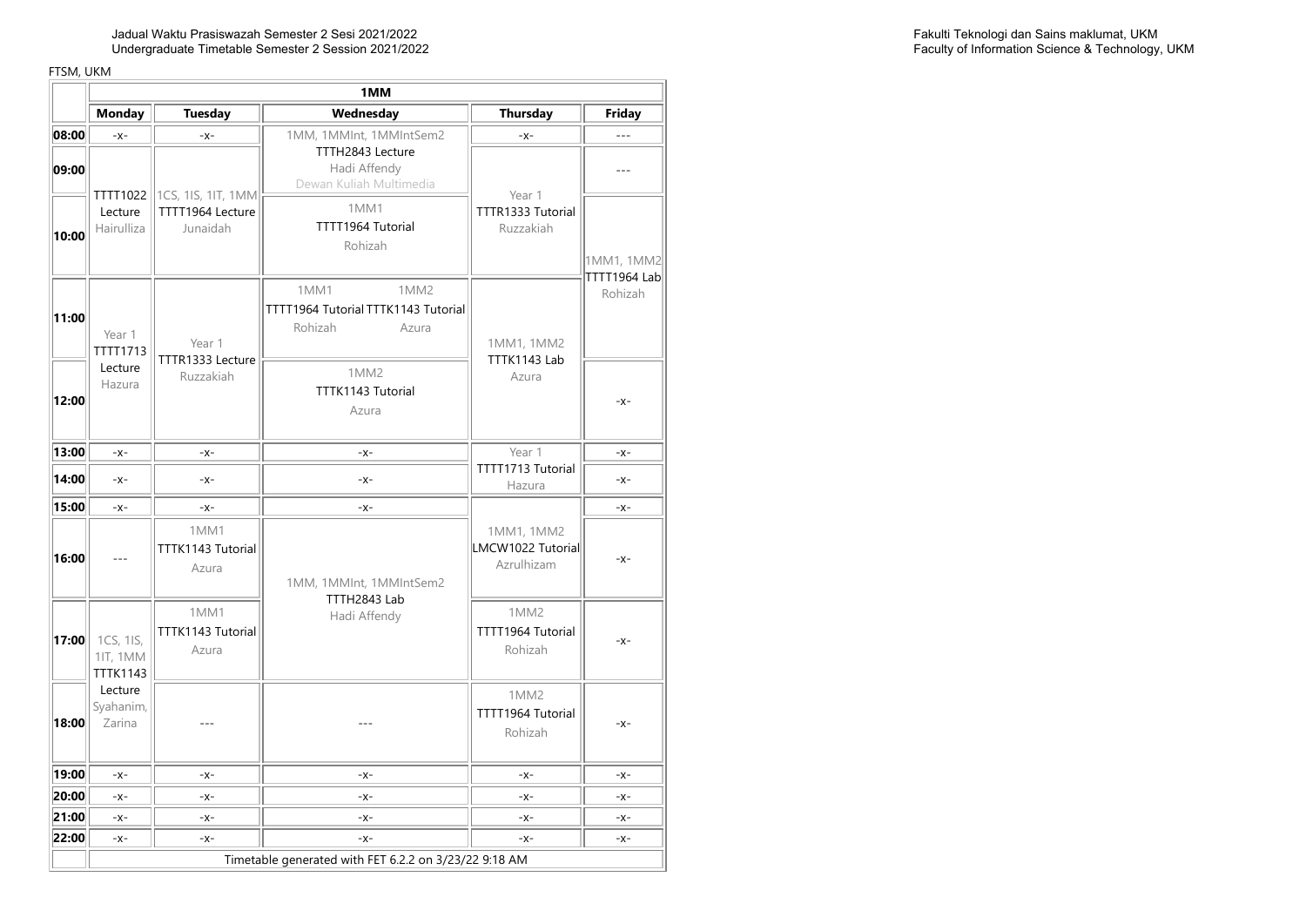Jadual Waktu Prasiswazah Semester 2 Sesi 2021/2022
Undergraduate Timetable Semester 2 Session 2021/2022

Fakulti Teknologi dan Sains maklumat, UKM
Faculty of Information Science & Technology, UKM

FTSM, UKM

| | 1MM | | | | | |
|---|---|---|---|---|---|---|
| | **Monday** | **Tuesday** | **Wednesday** | | **Thursday** | **Friday** |
| **08:00** | -x- | -x- | 1MM, 1MMInt, 1MMIntSem2 TTTH2843 Lecture Hadi Affendy Dewan Kuliah Multimedia | | -x- | --- |
| **09:00** | TTTT1022 Lecture Hairulliza | 1CS, 1IS, 1IT, 1MM TTTT1964 Lecture Junaidah | | | Year 1 TTTR1333 Tutorial Ruzzakiah | --- |
| **10:00** | | | 1MM1 TTTT1964 Tutorial Rohizah | | | 1MM1, 1MM2 TTTT1964 Lab Rohizah |
| **11:00** | Year 1 TTTT1713 Lecture Hazura | Year 1 TTTR1333 Lecture Ruzzakiah | 1MM1 TTTT1964 Tutorial Rohizah | 1MM2 TTTK1143 Tutorial Azura | 1MM1, 1MM2 TTTK1143 Lab Azura | |
| **12:00** | | | 1MM2 TTTK1143 Tutorial Azura | | | -x- |
| **13:00** | -x- | -x- | -x- | | Year 1 TTTT1713 Tutorial Hazura | -x- |
| **14:00** | -x- | -x- | -x- | | | -x- |
| **15:00** | -x- | -x- | -x- | | 1MM1, 1MM2 LMCW1022 Tutorial Azrulhizam | -x- |
| **16:00** | --- | 1MM1 TTTK1143 Tutorial Azura | 1MM, 1MMInt, 1MMIntSem2 TTTH2843 Lab Hadi Affendy | | | -x- |
| **17:00** | 1CS, 1IS, 1IT, 1MM TTTK1143 Lecture Syahanim, Zarina | 1MM1 TTTK1143 Tutorial Azura | | | 1MM2 TTTT1964 Tutorial Rohizah | -x- |
| **18:00** | | --- | --- | | 1MM2 TTTT1964 Tutorial Rohizah | -x- |
| **19:00** | -x- | -x- | -x- | | -x- | -x- |
| **20:00** | -x- | -x- | -x- | | -x- | -x- |
| **21:00** | -x- | -x- | -x- | | -x- | -x- |
| **22:00** | -x- | -x- | -x- | | -x- | -x- |
| | Timetable generated with FET 6.2.2 on 3/23/22 9:18 AM | | | | | |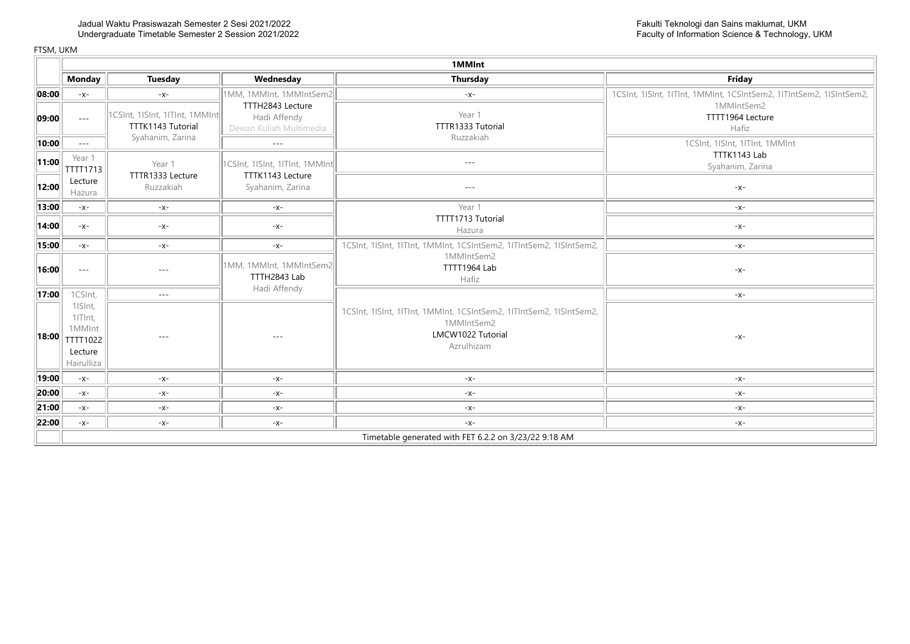Jadual Waktu Prasiswazah Semester 2 Sesi 2021/2022
Undergraduate Timetable Semester 2 Session 2021/2022

Fakulti Teknologi dan Sains maklumat, UKM
Faculty of Information Science & Technology, UKM

FTSM, UKM

| | 1MMInt | | | | |
|---|---|---|---|---|---|
| | **Monday** | **Tuesday** | **Wednesday** | **Thursday** | **Friday** |
| **08:00** | -x- | -x- | 1MM, 1MMInt, 1MMIntSem2 TTTH2843 Lecture Hadi Affendy Dewan Kuliah Multimedia | -x- | 1CSInt, 1ISInt, 1ITInt, 1MMInt, 1CSIntSem2, 1ITIntSem2, 1ISIntSem2, 1MMIntSem2 TTTT1964 Lecture Hafiz |
| **09:00** | --- | 1CSInt, 1ISInt, 1ITInt, 1MMInt TTTK1143 Tutorial Syahanim, Zarina | | Year 1 TTTR1333 Tutorial Ruzzakiah | |
| **10:00** | --- | | --- | | 1CSInt, 1ISInt, 1ITInt, 1MMInt TTTK1143 Lab Syahanim, Zarina |
| **11:00** | Year 1 TTTT1713 Lecture Hazura | Year 1 TTTR1333 Lecture Ruzzakiah | 1CSInt, 1ISInt, 1ITInt, 1MMInt TTTK1143 Lecture Syahanim, Zarina | --- | |
| **12:00** | | | | --- | -x- |
| **13:00** | -x- | -x- | -x- | Year 1 TTTT1713 Tutorial Hazura | -x- |
| **14:00** | -x- | -x- | -x- | | -x- |
| **15:00** | -x- | -x- | -x- | 1CSInt, 1ISInt, 1ITInt, 1MMInt, 1CSIntSem2, 1ITIntSem2, 1ISIntSem2, 1MMIntSem2 TTTT1964 Lab Hafiz | -x- |
| **16:00** | --- | --- | 1MM, 1MMInt, 1MMIntSem2 TTTH2843 Lab Hadi Affendy | | -x- |
| **17:00** | 1CSInt, 1ISInt, 1ITInt, 1MMInt TTTT1022 Lecture Hairulliza | --- | | 1CSInt, 1ISInt, 1ITInt, 1MMInt, 1CSIntSem2, 1ITIntSem2, 1ISIntSem2, 1MMIntSem2 LMCW1022 Tutorial Azrulhizam | -x- |
| **18:00** | | --- | --- | | -x- |
| **19:00** | -x- | -x- | -x- | -x- | -x- |
| **20:00** | -x- | -x- | -x- | -x- | -x- |
| **21:00** | -x- | -x- | -x- | -x- | -x- |
| **22:00** | -x- | -x- | -x- | -x- | -x- |
| | Timetable generated with FET 6.2.2 on 3/23/22 9:18 AM | | | | |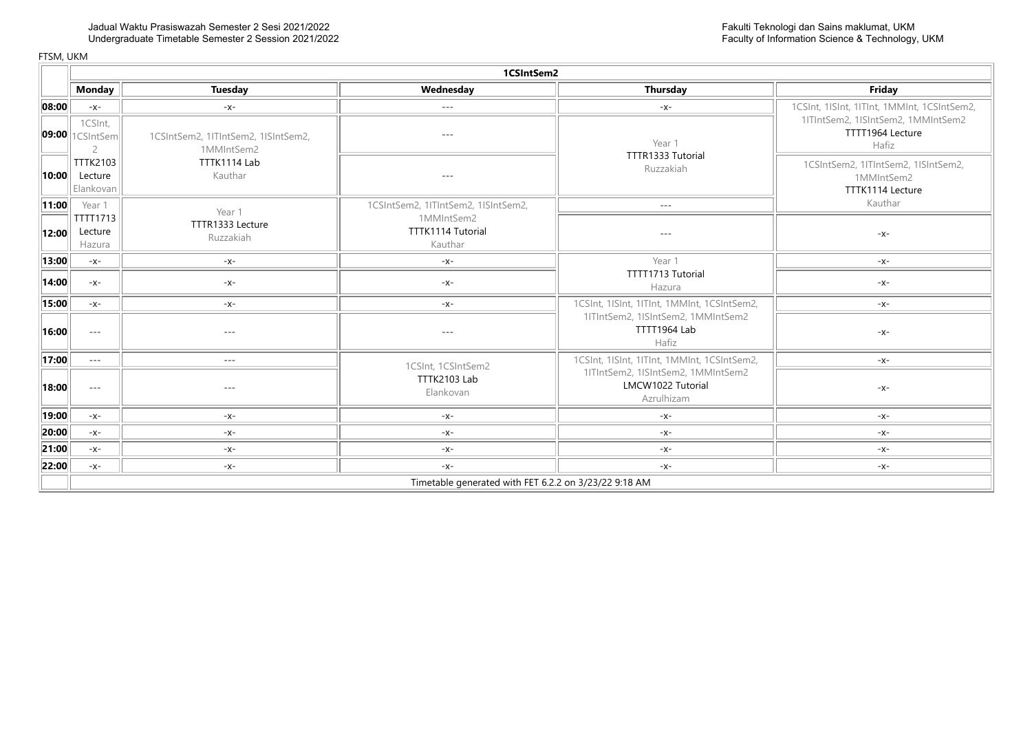Jadual Waktu Prasiswazah Semester 2 Sesi 2021/2022
Undergraduate Timetable Semester 2 Session 2021/2022

Fakulti Teknologi dan Sains maklumat, UKM
Faculty of Information Science & Technology, UKM

FTSM, UKM

| | 1CSIntSem2 | | | | |
|---|---|---|---|---|---|
| | **Monday** | **Tuesday** | **Wednesday** | **Thursday** | **Friday** |
| **08:00** | -x- | -x- | --- | -x- | 1CSInt, 1ISInt, 1ITInt, 1MMInt, 1CSIntSem2, 1ITIntSem2, 1ISIntSem2, 1MMIntSem2 TTTT1964 Lecture Hafiz |
| **09:00** | 1CSInt, 1CSIntSem2 TTTK2103 Lecture Elankovan | 1CSIntSem2, 1ITIntSem2, 1ISIntSem2, 1MMIntSem2 TTTK1114 Lab Kauthar | --- | Year 1 TTTR1333 Tutorial Ruzzakiah | |
| **10:00** | | | --- | | 1CSIntSem2, 1ITIntSem2, 1ISIntSem2, 1MMIntSem2 TTTK1114 Lecture Kauthar |
| **11:00** | Year 1 TTTT1713 Lecture Hazura | Year 1 TTTR1333 Lecture Ruzzakiah | 1CSIntSem2, 1ITIntSem2, 1ISIntSem2, 1MMIntSem2 TTTK1114 Tutorial Kauthar | --- | |
| **12:00** | | | | --- | -x- |
| **13:00** | -x- | -x- | -x- | Year 1 TTTT1713 Tutorial Hazura | -x- |
| **14:00** | -x- | -x- | -x- | | -x- |
| **15:00** | -x- | -x- | -x- | 1CSInt, 1ISInt, 1ITInt, 1MMInt, 1CSIntSem2, 1ITIntSem2, 1ISIntSem2, 1MMIntSem2 TTTT1964 Lab Hafiz | -x- |
| **16:00** | --- | --- | --- | | -x- |
| **17:00** | --- | --- | 1CSInt, 1CSIntSem2 TTTK2103 Lab Elankovan | 1CSInt, 1ISInt, 1ITInt, 1MMInt, 1CSIntSem2, 1ITIntSem2, 1ISIntSem2, 1MMIntSem2 LMCW1022 Tutorial Azrulhizam | -x- |
| **18:00** | --- | --- | | | -x- |
| **19:00** | -x- | -x- | -x- | -x- | -x- |
| **20:00** | -x- | -x- | -x- | -x- | -x- |
| **21:00** | -x- | -x- | -x- | -x- | -x- |
| **22:00** | -x- | -x- | -x- | -x- | -x- |
| | Timetable generated with FET 6.2.2 on 3/23/22 9:18 AM | | | | |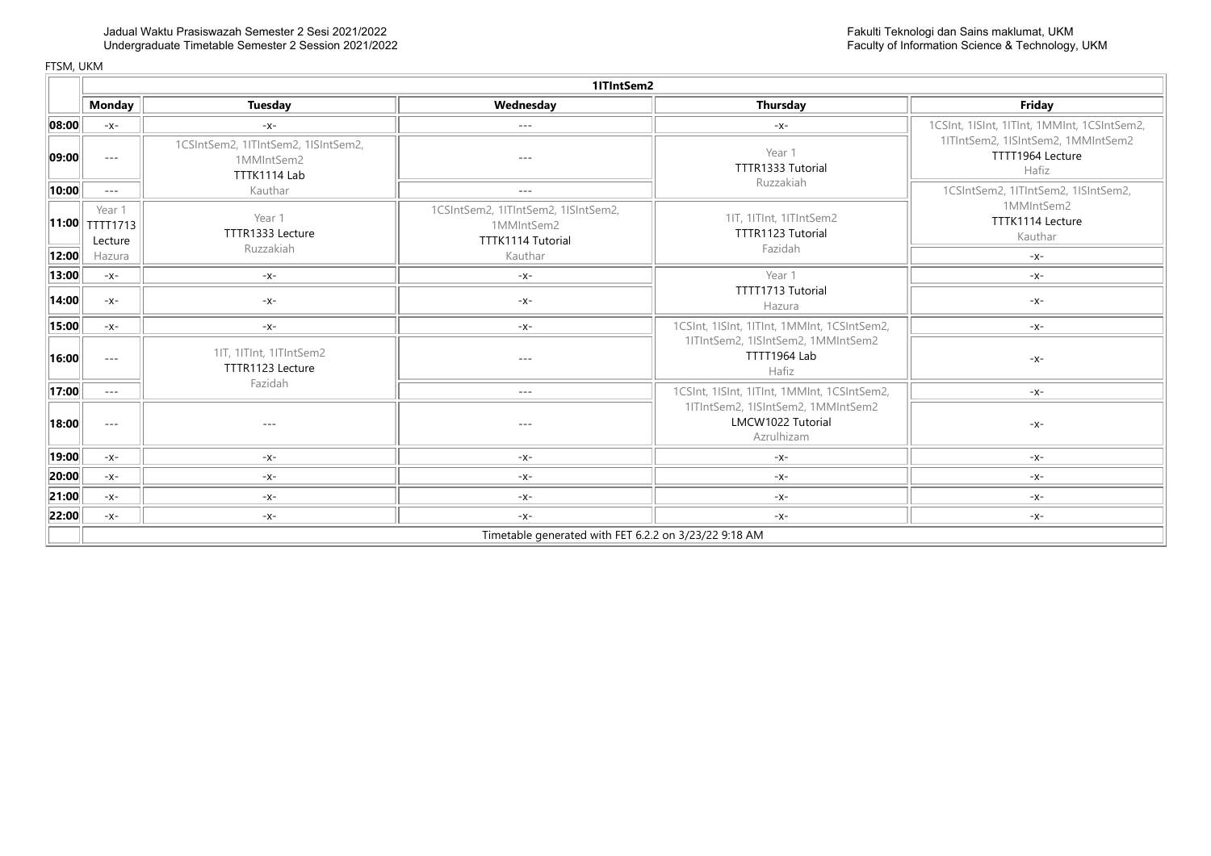Jadual Waktu Prasiswazah Semester 2 Sesi 2021/2022
Undergraduate Timetable Semester 2 Session 2021/2022

Fakulti Teknologi dan Sains maklumat, UKM
Faculty of Information Science & Technology, UKM

FTSM, UKM

| | 1ITIntSem2 | | | | |
|---|---|---|---|---|---|
| | **Monday** | **Tuesday** | **Wednesday** | **Thursday** | **Friday** |
| **08:00** | -x- | -x- | --- | -x- | 1CSInt, 1ISInt, 1ITInt, 1MMInt, 1CSIntSem2, 1ITIntSem2, 1ISIntSem2, 1MMIntSem2 TTTT1964 Lecture Hafiz |
| **09:00** | --- | 1CSIntSem2, 1ITIntSem2, 1ISIntSem2, 1MMIntSem2 TTTK1114 Lab Kauthar | --- | Year 1 TTTR1333 Tutorial Ruzzakiah | |
| **10:00** | --- | | --- | | 1CSIntSem2, 1ITIntSem2, 1ISIntSem2, 1MMIntSem2 TTTK1114 Lecture Kauthar |
| **11:00** | Year 1 TTTT1713 Lecture Hazura | Year 1 TTTR1333 Lecture Ruzzakiah | 1CSIntSem2, 1ITIntSem2, 1ISIntSem2, 1MMIntSem2 TTTK1114 Tutorial Kauthar | 1IT, 1ITInt, 1ITIntSem2 TTTR1123 Tutorial Fazidah | |
| **12:00** | | | | | -x- |
| **13:00** | -x- | -x- | -x- | Year 1 TTTT1713 Tutorial Hazura | -x- |
| **14:00** | -x- | -x- | -x- | | -x- |
| **15:00** | -x- | -x- | -x- | 1CSInt, 1ISInt, 1ITInt, 1MMInt, 1CSIntSem2, 1ITIntSem2, 1ISIntSem2, 1MMIntSem2 TTTT1964 Lab Hafiz | -x- |
| **16:00** | --- | 1IT, 1ITInt, 1ITIntSem2 TTTR1123 Lecture Fazidah | --- | | -x- |
| **17:00** | --- | | --- | 1CSInt, 1ISInt, 1ITInt, 1MMInt, 1CSIntSem2, 1ITIntSem2, 1ISIntSem2, 1MMIntSem2 LMCW1022 Tutorial Azrulhizam | -x- |
| **18:00** | --- | --- | --- | | -x- |
| **19:00** | -x- | -x- | -x- | -x- | -x- |
| **20:00** | -x- | -x- | -x- | -x- | -x- |
| **21:00** | -x- | -x- | -x- | -x- | -x- |
| **22:00** | -x- | -x- | -x- | -x- | -x- |
| | Timetable generated with FET 6.2.2 on 3/23/22 9:18 AM | | | | |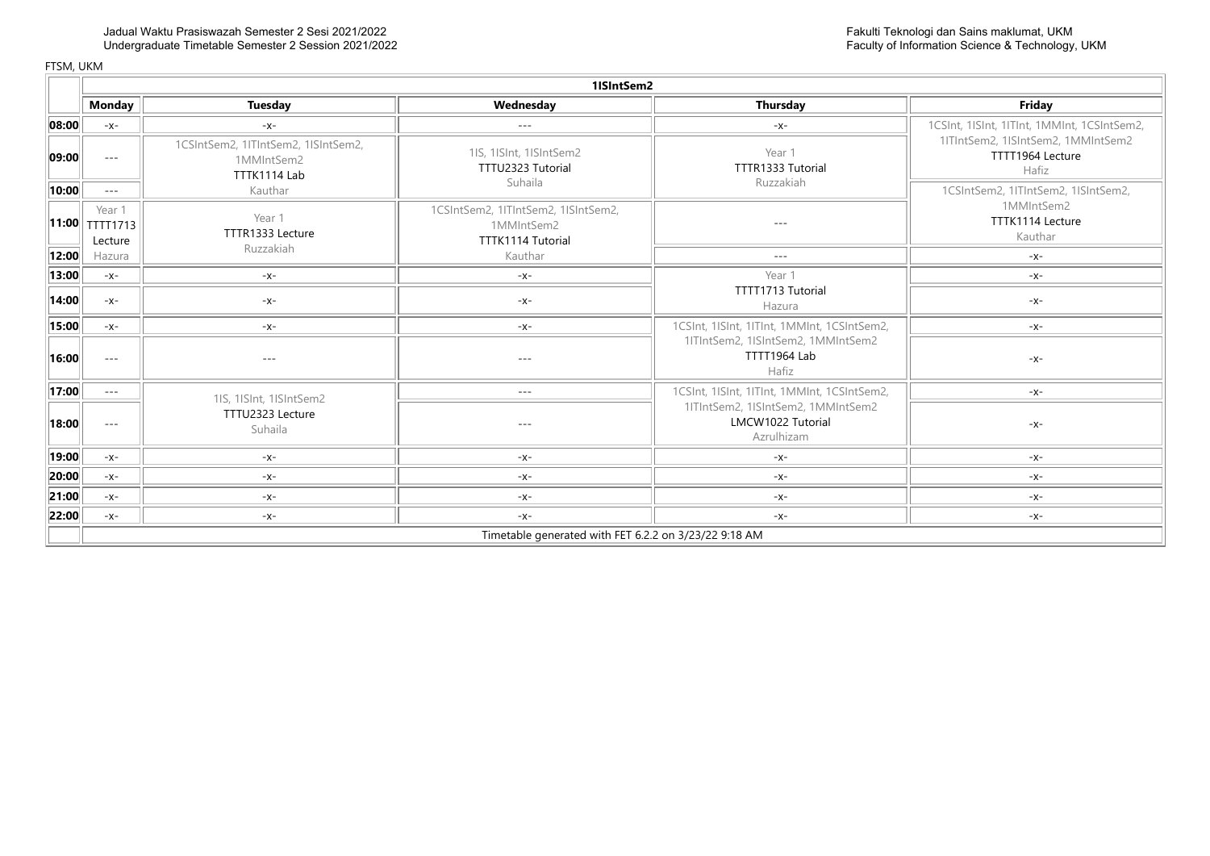Jadual Waktu Prasiswazah Semester 2 Sesi 2021/2022
Undergraduate Timetable Semester 2 Session 2021/2022

Fakulti Teknologi dan Sains maklumat, UKM
Faculty of Information Science & Technology, UKM

FTSM, UKM

| | 1ISIntSem2 | | | | |
|---|---|---|---|---|---|
| | **Monday** | **Tuesday** | **Wednesday** | **Thursday** | **Friday** |
| **08:00** | -x- | -x- | --- | -x- | 1CSInt, 1ISInt, 1ITInt, 1MMInt, 1CSIntSem2, 1ITIntSem2, 1ISIntSem2, 1MMIntSem2 TTTT1964 Lecture Hafiz |
| **09:00** | --- | 1CSIntSem2, 1ITIntSem2, 1ISIntSem2, 1MMIntSem2 TTTK1114 Lab Kauthar | 1IS, 1ISInt, 1ISIntSem2 TTTU2323 Tutorial Suhaila | Year 1 TTTR1333 Tutorial Ruzzakiah | |
| **10:00** | --- | | | | 1CSIntSem2, 1ITIntSem2, 1ISIntSem2, 1MMIntSem2 TTTK1114 Lecture Kauthar |
| **11:00** | Year 1 TTTT1713 Lecture Hazura | Year 1 TTTR1333 Lecture Ruzzakiah | 1CSIntSem2, 1ITIntSem2, 1ISIntSem2, 1MMIntSem2 TTTK1114 Tutorial Kauthar | --- | |
| **12:00** | | | | --- | -x- |
| **13:00** | -x- | -x- | -x- | Year 1 TTTT1713 Tutorial Hazura | -x- |
| **14:00** | -x- | -x- | -x- | | -x- |
| **15:00** | -x- | -x- | -x- | 1CSInt, 1ISInt, 1ITInt, 1MMInt, 1CSIntSem2, 1ITIntSem2, 1ISIntSem2, 1MMIntSem2 TTTT1964 Lab Hafiz | -x- |
| **16:00** | --- | --- | --- | | -x- |
| **17:00** | --- | 1IS, 1ISInt, 1ISIntSem2 TTTU2323 Lecture Suhaila | --- | 1CSInt, 1ISInt, 1ITInt, 1MMInt, 1CSIntSem2, 1ITIntSem2, 1ISIntSem2, 1MMIntSem2 LMCW1022 Tutorial Azrulhizam | -x- |
| **18:00** | --- | | --- | | -x- |
| **19:00** | -x- | -x- | -x- | -x- | -x- |
| **20:00** | -x- | -x- | -x- | -x- | -x- |
| **21:00** | -x- | -x- | -x- | -x- | -x- |
| **22:00** | -x- | -x- | -x- | -x- | -x- |
| | Timetable generated with FET 6.2.2 on 3/23/22 9:18 AM | | | | |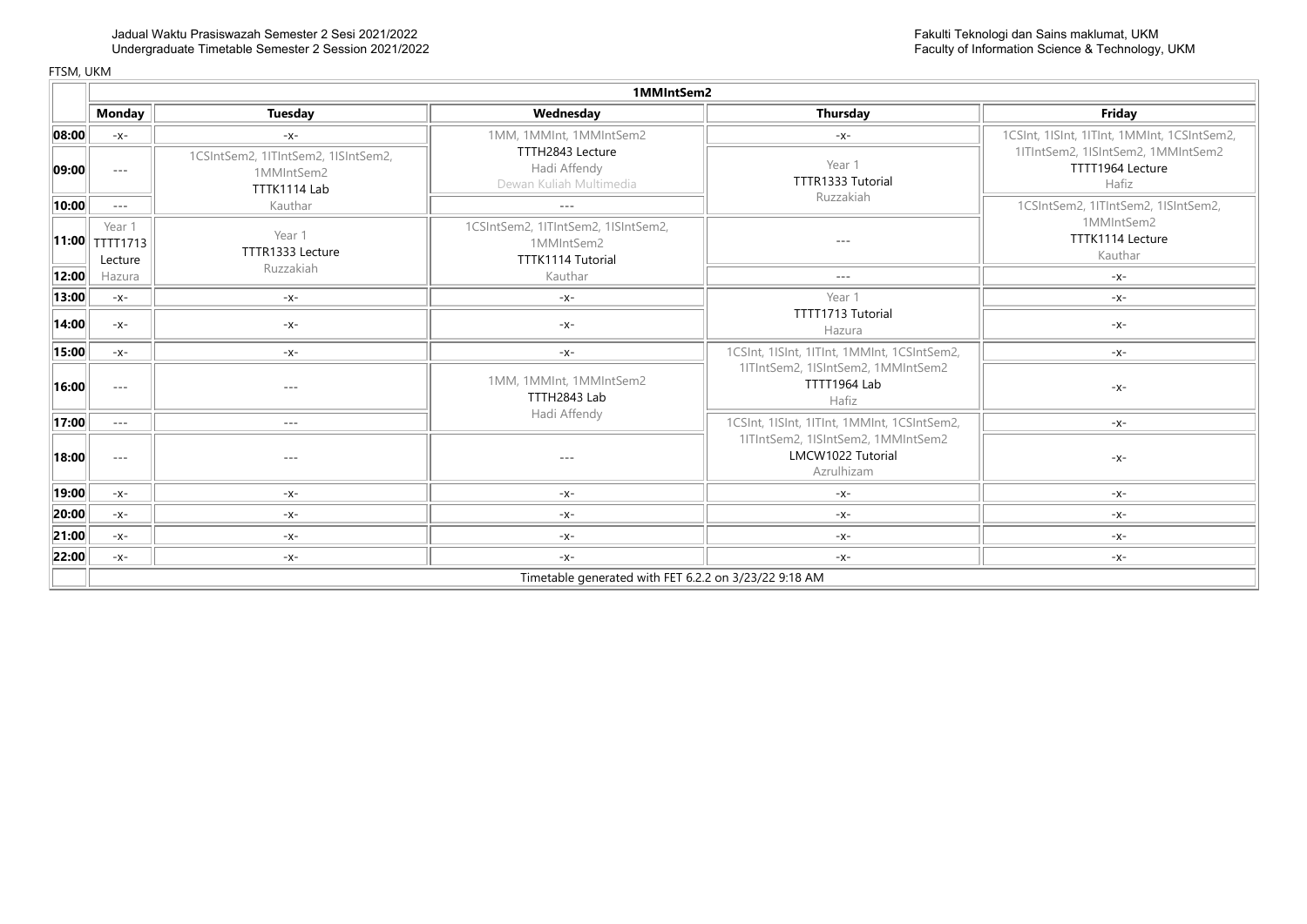Jadual Waktu Prasiswazah Semester 2 Sesi 2021/2022
Undergraduate Timetable Semester 2 Session 2021/2022

Fakulti Teknologi dan Sains maklumat, UKM
Faculty of Information Science & Technology, UKM

FTSM, UKM

| | 1MMIntSem2 | | | | |
|---|---|---|---|---|---|
| | **Monday** | **Tuesday** | **Wednesday** | **Thursday** | **Friday** |
| **08:00** | -x- | -x- | 1MM, 1MMInt, 1MMIntSem2 TTTH2843 Lecture Hadi Affendy Dewan Kuliah Multimedia | -x- | 1CSInt, 1ISInt, 1ITInt, 1MMInt, 1CSIntSem2, 1ITIntSem2, 1ISIntSem2, 1MMIntSem2 TTTT1964 Lecture Hafiz |
| **09:00** | --- | 1CSIntSem2, 1ITIntSem2, 1ISIntSem2, 1MMIntSem2 TTTK1114 Lab Kauthar | | Year 1 TTTR1333 Tutorial Ruzzakiah | |
| **10:00** | --- | | --- | | 1CSIntSem2, 1ITIntSem2, 1ISIntSem2, 1MMIntSem2 TTTK1114 Lecture Kauthar |
| **11:00** | Year 1 TTTT1713 Lecture Hazura | Year 1 TTTR1333 Lecture Ruzzakiah | 1CSIntSem2, 1ITIntSem2, 1ISIntSem2, 1MMIntSem2 TTTK1114 Tutorial Kauthar | --- | |
| **12:00** | | | | --- | -x- |
| **13:00** | -x- | -x- | -x- | Year 1 TTTT1713 Tutorial Hazura | -x- |
| **14:00** | -x- | -x- | -x- | | -x- |
| **15:00** | -x- | -x- | -x- | 1CSInt, 1ISInt, 1ITInt, 1MMInt, 1CSIntSem2, 1ITIntSem2, 1ISIntSem2, 1MMIntSem2 TTTT1964 Lab Hafiz | -x- |
| **16:00** | --- | --- | 1MM, 1MMInt, 1MMIntSem2 TTTH2843 Lab Hadi Affendy | | -x- |
| **17:00** | --- | --- | | 1CSInt, 1ISInt, 1ITInt, 1MMInt, 1CSIntSem2, 1ITIntSem2, 1ISIntSem2, 1MMIntSem2 LMCW1022 Tutorial Azrulhizam | -x- |
| **18:00** | --- | --- | --- | | -x- |
| **19:00** | -x- | -x- | -x- | -x- | -x- |
| **20:00** | -x- | -x- | -x- | -x- | -x- |
| **21:00** | -x- | -x- | -x- | -x- | -x- |
| **22:00** | -x- | -x- | -x- | -x- | -x- |
| | Timetable generated with FET 6.2.2 on 3/23/22 9:18 AM | | | | |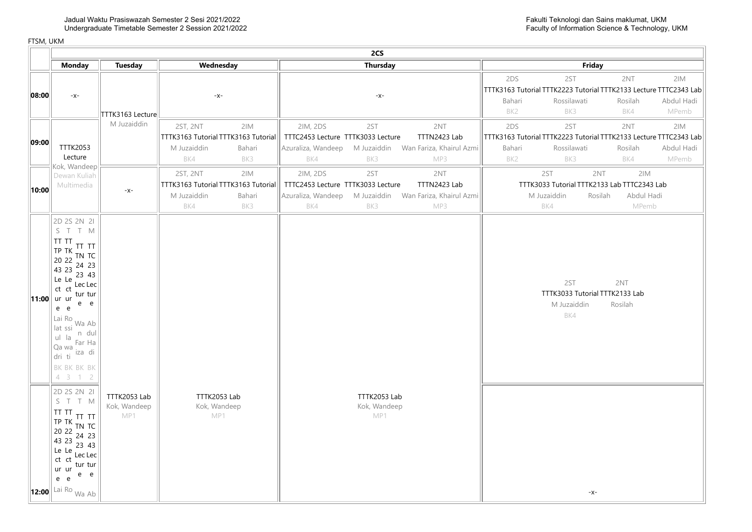Jadual Waktu Prasiswazah Semester 2 Sesi 2021/2022
Undergraduate Timetable Semester 2 Session 2021/2022

Fakulti Teknologi dan Sains maklumat, UKM
Faculty of Information Science & Technology, UKM

FTSM, UKM

## 2CS

| | Monday | Tuesday | Wednesday | Thursday | Friday |
|---|---|---|---|---|---|
| 08:00 | -x- | TTTK3163 Lecture<br>M Juzaiddin | -x- | -x- | 2DS TTTK3163 Tutorial, Bahari, BK2<br>2ST TTTK2223 Tutorial, Rossilawati, BK3<br>2NT TTTK2133 Lecture, Rosilah, BK4<br>2IM TTTC2343 Lab, Abdul Hadi, MPemb |
| 09:00 | TTTK2053 Lecture<br>Kok, Wandeep<br>Dewan Kuliah Multimedia | (TTTK3163 Lecture, M Juzaiddin) | 2ST, 2NT TTTK3163 Tutorial, M Juzaiddin, BK4<br>2IM TTTK3163 Tutorial, Bahari, BK3 | 2IM, 2DS TTTC2453 Lecture, Azuraliza, Wandeep, BK4<br>2ST TTTK3033 Lecture, M Juzaiddin, BK3<br>2NT TTTN2423 Lab, Wan Fariza, Khairul Azmi, MP3 | 2DS TTTK3163 Tutorial, Bahari, BK2<br>2ST TTTK2223 Tutorial, Rossilawati, BK3<br>2NT TTTK2133 Lecture, Rosilah, BK4<br>2IM TTTC2343 Lab, Abdul Hadi, MPemb |
| 10:00 | (TTTK2053 Lecture, Kok, Wandeep, Dewan Kuliah Multimedia) | -x- | 2ST, 2NT TTTK3163 Tutorial, M Juzaiddin, BK4<br>2IM TTTK3163 Tutorial, Bahari, BK3 | 2IM, 2DS TTTC2453 Lecture, Azuraliza, Wandeep, BK4<br>2ST TTTK3033 Lecture, M Juzaiddin, BK3<br>2NT TTTN2423 Lab, Wan Fariza, Khairul Azmi, MP3 | 2ST TTTK3033 Tutorial, M Juzaiddin, BK4<br>2NT TTTK2133 Lab, Rosilah<br>2IM TTTC2343 Lab, Abdul Hadi, MPemb |
| 11:00 | 2DS TTTP2043 Lecture, Lailatul Qadri, BK4<br>2ST TTTK2223 Lecture, Rossilawati, BK3<br>2NT TTTN2423 Lecture, Wan Fariza, BK1<br>2IM TTTC2343 Lecture, Abdul Hadi, BK2 | | | | 2ST TTTK3033 Tutorial, M Juzaiddin, BK4<br>2NT TTTK2133 Lab, Rosilah |
| 12:00 | 2DS TTTP2043 Lecture, Lai<br>2ST TTTK2223 Lecture, Ro<br>2NT TTTN2423 Lecture, Wa<br>2IM TTTC2343 Lecture, Ab | TTTK2053 Lab<br>Kok, Wandeep<br>MP1 | TTTK2053 Lab<br>Kok, Wandeep<br>MP1 | TTTK2053 Lab<br>Kok, Wandeep<br>MP1 | -x- |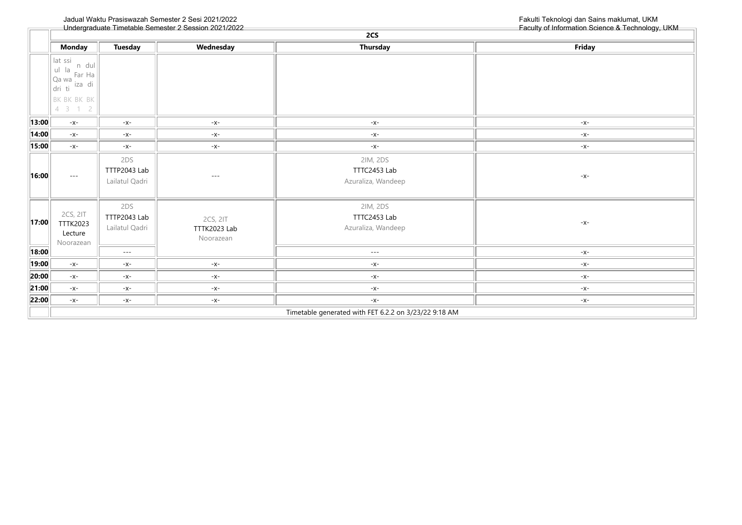Jadual Waktu Prasiswazah Semester 2 Sesi 2021/2022
Undergraduate Timetable Semester 2 Session 2021/2022

Fakulti Teknologi dan Sains maklumat, UKM
Faculty of Information Science & Technology, UKM

## 2CS

| | Monday | Tuesday | Wednesday | Thursday | Friday |
|---|---|---|---|---|---|
| | lat ssi ul la Qa wa dri ti n dul Far Ha iza di BK BK BK BK 4 3 1 2 | | | | |
| 13:00 | -x- | -x- | -x- | -x- | -x- |
| 14:00 | -x- | -x- | -x- | -x- | -x- |
| 15:00 | -x- | -x- | -x- | -x- | -x- |
| 16:00 | --- | 2DS TTTP2043 Lab Lailatul Qadri | --- | 2IM, 2DS TTTC2453 Lab Azuraliza, Wandeep | -x- |
| 17:00 | 2CS, 2IT TTTK2023 Lecture Noorazean | 2DS TTTP2043 Lab Lailatul Qadri | 2CS, 2IT TTTK2023 Lab Noorazean | 2IM, 2DS TTTC2453 Lab Azuraliza, Wandeep | -x- |
| 18:00 | | --- | | --- | -x- |
| 19:00 | -x- | -x- | -x- | -x- | -x- |
| 20:00 | -x- | -x- | -x- | -x- | -x- |
| 21:00 | -x- | -x- | -x- | -x- | -x- |
| 22:00 | -x- | -x- | -x- | -x- | -x- |
| | Timetable generated with FET 6.2.2 on 3/23/22 9:18 AM | | | | |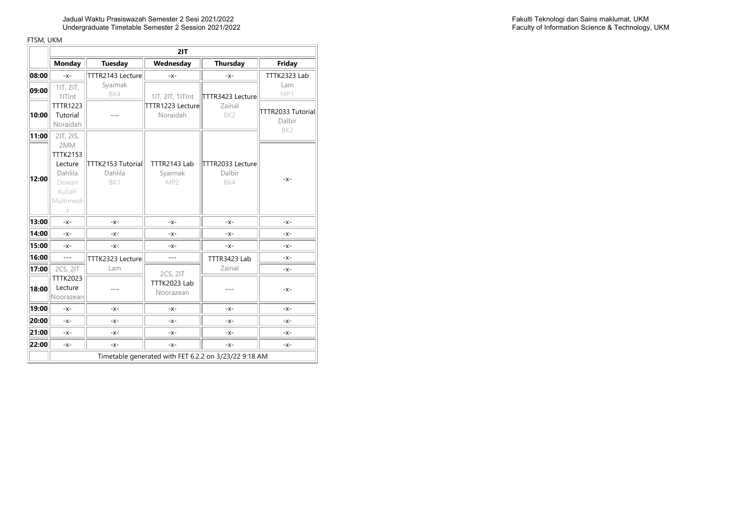Jadual Waktu Prasiswazah Semester 2 Sesi 2021/2022
Undergraduate Timetable Semester 2 Session 2021/2022

Fakulti Teknologi dan Sains maklumat, UKM
Faculty of Information Science & Technology, UKM

FTSM, UKM

| | 2IT | | | | |
|---|---|---|---|---|---|
| | **Monday** | **Tuesday** | **Wednesday** | **Thursday** | **Friday** |
| **08:00** | -x- | TTTR2143 Lecture Syaimak BK4 | -x- | -x- | TTTK2323 Lab Lam MP1 |
| **09:00** | 1IT, 2IT, 1ITInt TTTR1223 Tutorial Noraidah | | 1IT, 2IT, 1ITInt TTTR1223 Lecture Noraidah | TTTR3423 Lecture Zainal BK2 | |
| **10:00** | | --- | | | TTTR2033 Tutorial Dalbir BK2 |
| **11:00** | 2IT, 2IS, 2MM TTTK2153 Lecture Dahlila Dewan Kuliah Multimedia | TTTK2153 Tutorial Dahlila BK1 | TTTR2143 Lab Syaimak MP2 | TTTR2033 Lecture Dalbir BK4 | |
| **12:00** | | | | | -x- |
| **13:00** | -x- | -x- | -x- | -x- | -x- |
| **14:00** | -x- | -x- | -x- | -x- | -x- |
| **15:00** | -x- | -x- | -x- | -x- | -x- |
| **16:00** | --- | TTTK2323 Lecture Lam | --- | TTTR3423 Lab Zainal | -x- |
| **17:00** | 2CS, 2IT TTTK2023 Lecture Noorazean | | 2CS, 2IT TTTK2023 Lab Noorazean | | -x- |
| **18:00** | | --- | | --- | -x- |
| **19:00** | -x- | -x- | -x- | -x- | -x- |
| **20:00** | -x- | -x- | -x- | -x- | -x- |
| **21:00** | -x- | -x- | -x- | -x- | -x- |
| **22:00** | -x- | -x- | -x- | -x- | -x- |
| | Timetable generated with FET 6.2.2 on 3/23/22 9:18 AM | | | | |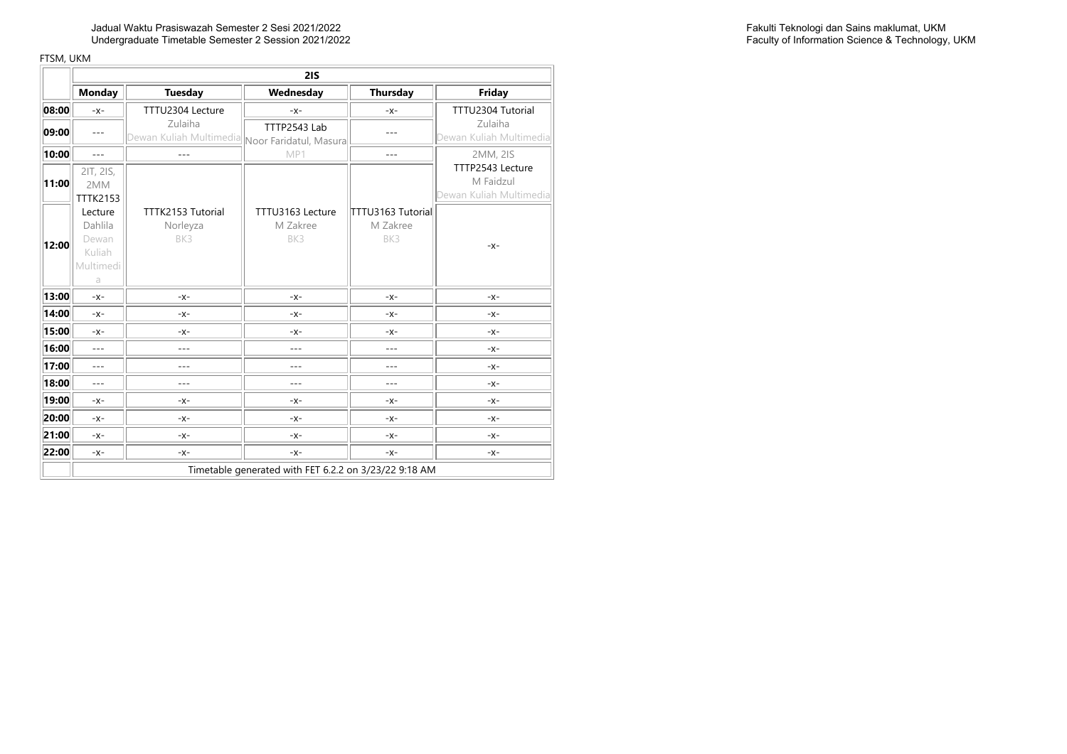Jadual Waktu Prasiswazah Semester 2 Sesi 2021/2022
Undergraduate Timetable Semester 2 Session 2021/2022

Fakulti Teknologi dan Sains maklumat, UKM
Faculty of Information Science & Technology, UKM

FTSM, UKM

| | 2IS | | | | |
|---|---|---|---|---|---|
| | **Monday** | **Tuesday** | **Wednesday** | **Thursday** | **Friday** |
| **08:00** | -x- | TTTU2304 Lecture Zulaiha Dewan Kuliah Multimedia | -x- | -x- | TTTU2304 Tutorial Zulaiha Dewan Kuliah Multimedia |
| **09:00** | --- | | TTTP2543 Lab Noor Faridatul, Masura MP1 | --- | |
| **10:00** | --- | --- | | --- | 2MM, 2IS TTTP2543 Lecture M Faidzul Dewan Kuliah Multimedia |
| **11:00** | 2IT, 2IS, 2MM TTTK2153 Lecture Dahlila Dewan Kuliah Multimedia | TTTK2153 Tutorial Norleyza BK3 | TTTU3163 Lecture M Zakree BK3 | TTTU3163 Tutorial M Zakree BK3 | |
| **12:00** | | | | | -x- |
| **13:00** | -x- | -x- | -x- | -x- | -x- |
| **14:00** | -x- | -x- | -x- | -x- | -x- |
| **15:00** | -x- | -x- | -x- | -x- | -x- |
| **16:00** | --- | --- | --- | --- | -x- |
| **17:00** | --- | --- | --- | --- | -x- |
| **18:00** | --- | --- | --- | --- | -x- |
| **19:00** | -x- | -x- | -x- | -x- | -x- |
| **20:00** | -x- | -x- | -x- | -x- | -x- |
| **21:00** | -x- | -x- | -x- | -x- | -x- |
| **22:00** | -x- | -x- | -x- | -x- | -x- |
| | Timetable generated with FET 6.2.2 on 3/23/22 9:18 AM | | | | |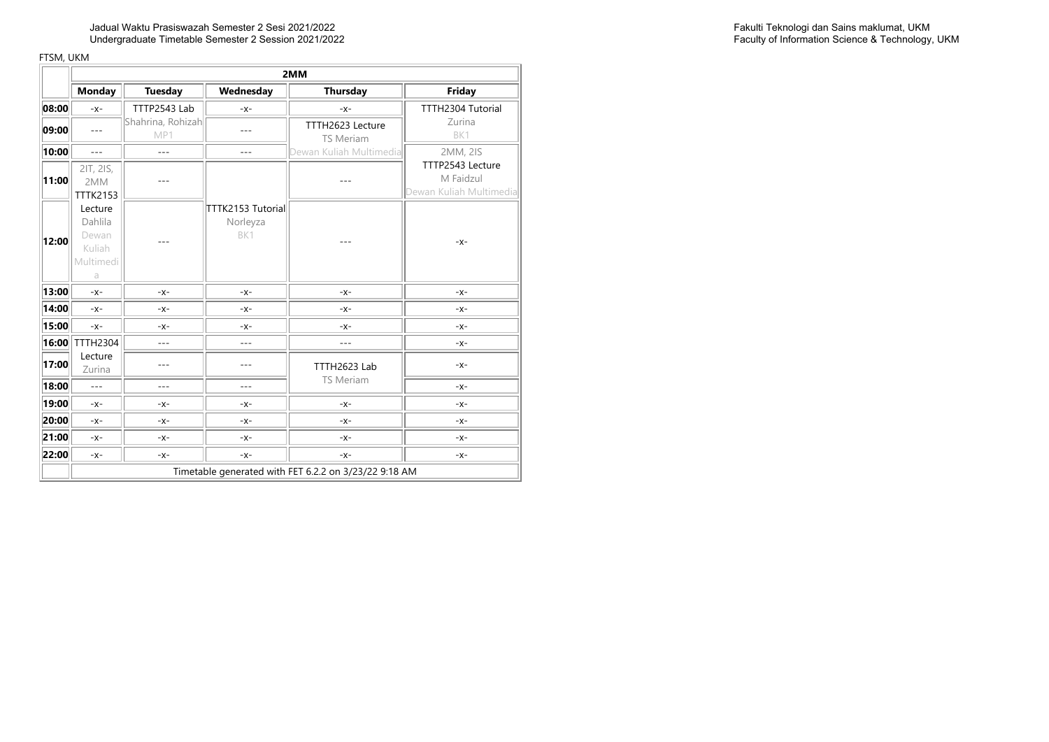Jadual Waktu Prasiswazah Semester 2 Sesi 2021/2022
Undergraduate Timetable Semester 2 Session 2021/2022

Fakulti Teknologi dan Sains maklumat, UKM
Faculty of Information Science & Technology, UKM

FTSM, UKM

| | 2MM | | | | |
|---|---|---|---|---|---|
| | **Monday** | **Tuesday** | **Wednesday** | **Thursday** | **Friday** |
| **08:00** | -x- | TTTP2543 Lab Shahrina, Rohizah MP1 | -x- | -x- | TTTH2304 Tutorial Zurina BK1 |
| **09:00** | --- | | --- | TTTH2623 Lecture TS Meriam Dewan Kuliah Multimedia | |
| **10:00** | --- | --- | --- | | 2MM, 2IS TTTP2543 Lecture M Faidzul Dewan Kuliah Multimedia |
| **11:00** | 2IT, 2IS, 2MM TTTK2153 Lecture Dahlila Dewan Kuliah Multimedia | --- | TTTK2153 Tutorial Norleyza BK1 | --- | |
| **12:00** | | --- | | --- | -x- |
| **13:00** | -x- | -x- | -x- | -x- | -x- |
| **14:00** | -x- | -x- | -x- | -x- | -x- |
| **15:00** | -x- | -x- | -x- | -x- | -x- |
| **16:00** | TTTH2304 Lecture Zurina | --- | --- | --- | -x- |
| **17:00** | | --- | --- | TTTH2623 Lab TS Meriam | -x- |
| **18:00** | --- | --- | --- | | -x- |
| **19:00** | -x- | -x- | -x- | -x- | -x- |
| **20:00** | -x- | -x- | -x- | -x- | -x- |
| **21:00** | -x- | -x- | -x- | -x- | -x- |
| **22:00** | -x- | -x- | -x- | -x- | -x- |
| | Timetable generated with FET 6.2.2 on 3/23/22 9:18 AM | | | | |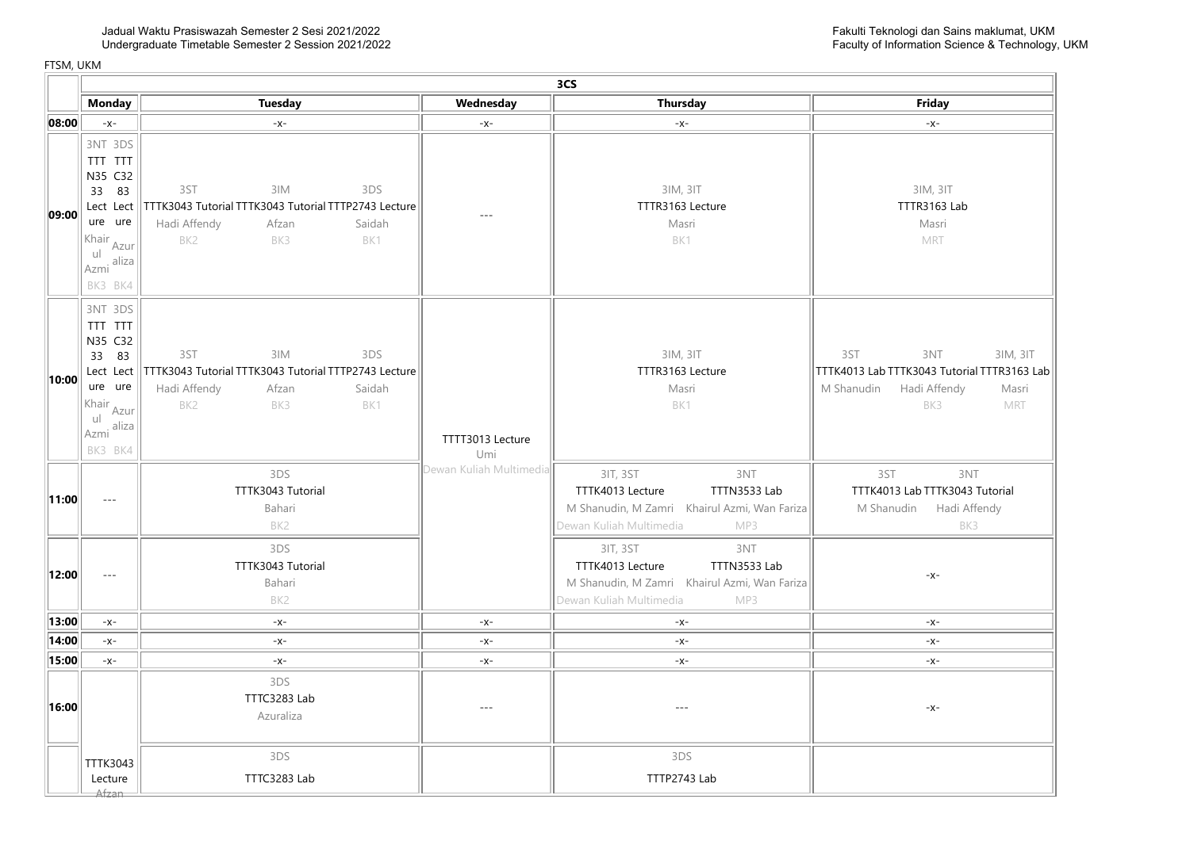Jadual Waktu Prasiswazah Semester 2 Sesi 2021/2022
Undergraduate Timetable Semester 2 Session 2021/2022

Fakulti Teknologi dan Sains maklumat, UKM
Faculty of Information Science & Technology, UKM

FTSM, UKM

| | 3CS | | | | |
|---|---|---|---|---|---|
| | **Monday** | **Tuesday** | **Wednesday** | **Thursday** | **Friday** |
| **08:00** | -x- | -x- | -x- | -x- | -x- |
| **09:00** | 3NT TTTN3533 Lecture Khairul Azmi BK3; 3DS TTTC3283 Lecture Azuraliza BK4 | 3ST TTTK3043 Tutorial Hadi Affendy BK2; 3IM TTTK3043 Tutorial Afzan BK3; 3DS TTTP2743 Lecture Saidah BK1 | --- | 3IM, 3IT TTTR3163 Lecture Masri BK1 | 3IM, 3IT TTTR3163 Lab Masri MRT |
| **10:00** | 3NT TTTN3533 Lecture Khairul Azmi BK3; 3DS TTTC3283 Lecture Azuraliza BK4 | 3ST TTTK3043 Tutorial Hadi Affendy BK2; 3IM TTTK3043 Tutorial Afzan BK3; 3DS TTTP2743 Lecture Saidah BK1 | TTTT3013 Lecture Umi Dewan Kuliah Multimedia | 3IM, 3IT TTTR3163 Lecture Masri BK1 | 3ST TTTK4013 Lab M Shanudin; 3NT TTTK3043 Tutorial Hadi Affendy BK3; 3IM, 3IT TTTR3163 Lab Masri MRT |
| **11:00** | --- | 3DS TTTK3043 Tutorial Bahari BK2 | | 3IT, 3ST TTTK4013 Lecture M Shanudin, M Zamri Dewan Kuliah Multimedia; 3NT TTTN3533 Lab Khairul Azmi, Wan Fariza MP3 | 3ST TTTK4013 Lab M Shanudin; 3NT TTTK3043 Tutorial Hadi Affendy BK3 |
| **12:00** | --- | 3DS TTTK3043 Tutorial Bahari BK2 | | 3IT, 3ST TTTK4013 Lecture M Shanudin, M Zamri Dewan Kuliah Multimedia; 3NT TTTN3533 Lab Khairul Azmi, Wan Fariza MP3 | -x- |
| **13:00** | -x- | -x- | -x- | -x- | -x- |
| **14:00** | -x- | -x- | -x- | -x- | -x- |
| **15:00** | -x- | -x- | -x- | -x- | -x- |
| **16:00** | TTTK3043 Lecture Afzan | 3DS TTTC3283 Lab Azuraliza | --- | --- | -x- |
| | | 3DS TTTC3283 Lab | | 3DS TTTP2743 Lab | |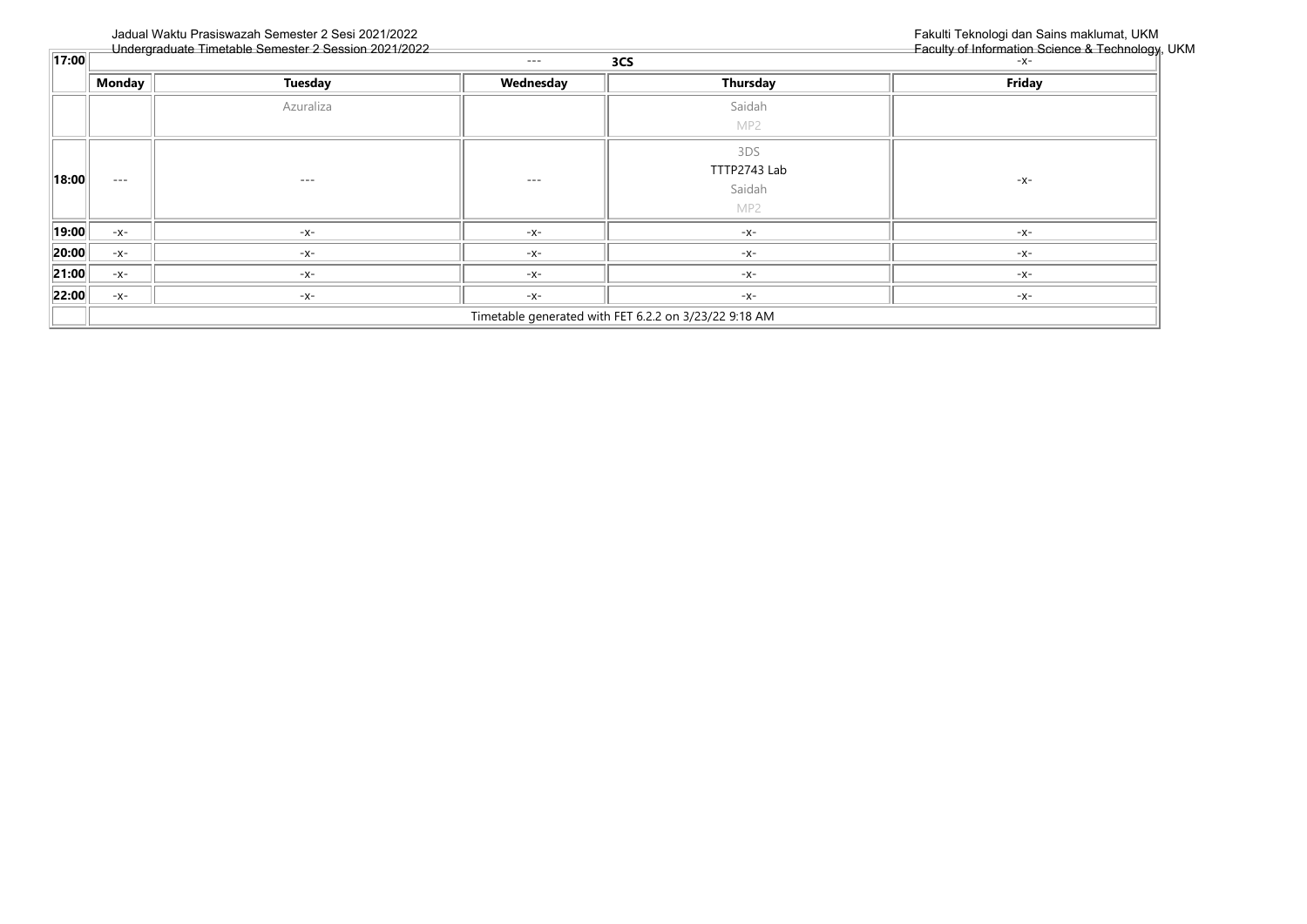Jadual Waktu Prasiswazah Semester 2 Sesi 2021/2022
Undergraduate Timetable Semester 2 Session 2021/2022

Fakulti Teknologi dan Sains maklumat, UKM
Faculty of Information Science & Technology, UKM

| 17:00 | | --- | 3CS | -x- |
|---|---|---|---|---|
| | **Monday** | **Tuesday** | **Wednesday** | **Thursday** | **Friday** |
| | | Azuraliza | | Saidah MP2 | |
| **18:00** | --- | --- | --- | 3DS TTTP2743 Lab Saidah MP2 | -x- |
| **19:00** | -x- | -x- | -x- | -x- | -x- |
| **20:00** | -x- | -x- | -x- | -x- | -x- |
| **21:00** | -x- | -x- | -x- | -x- | -x- |
| **22:00** | -x- | -x- | -x- | -x- | -x- |
| | Timetable generated with FET 6.2.2 on 3/23/22 9:18 AM | | | | |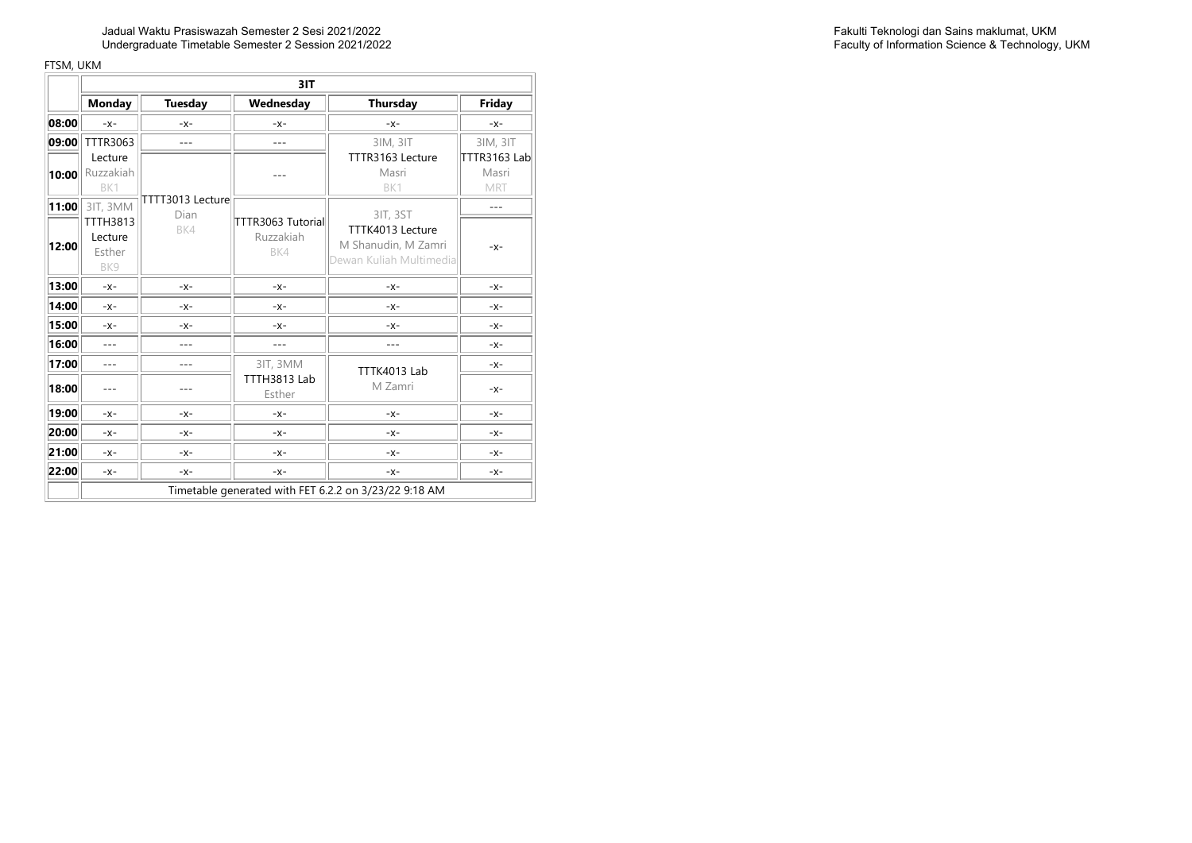Jadual Waktu Prasiswazah Semester 2 Sesi 2021/2022
Undergraduate Timetable Semester 2 Session 2021/2022

Fakulti Teknologi dan Sains maklumat, UKM
Faculty of Information Science & Technology, UKM

FTSM, UKM

| | 3IT | | | | |
|---|---|---|---|---|---|
| | **Monday** | **Tuesday** | **Wednesday** | **Thursday** | **Friday** |
| **08:00** | -x- | -x- | -x- | -x- | -x- |
| **09:00** | TTTR3063 Lecture Ruzzakiah BK1 | --- | --- | 3IM, 3IT TTTR3163 Lecture Masri BK1 | 3IM, 3IT TTTR3163 Lab Masri MRT |
| **10:00** | | TTTT3013 Lecture Dian BK4 | --- | | |
| **11:00** | 3IT, 3MM TTTH3813 Lecture Esther BK9 | | TTTR3063 Tutorial Ruzzakiah BK4 | 3IT, 3ST TTTK4013 Lecture M Shanudin, M Zamri Dewan Kuliah Multimedia | --- |
| **12:00** | | | | | -x- |
| **13:00** | -x- | -x- | -x- | -x- | -x- |
| **14:00** | -x- | -x- | -x- | -x- | -x- |
| **15:00** | -x- | -x- | -x- | -x- | -x- |
| **16:00** | --- | --- | --- | --- | -x- |
| **17:00** | --- | --- | 3IT, 3MM TTTH3813 Lab Esther | TTTK4013 Lab M Zamri | -x- |
| **18:00** | --- | --- | | | -x- |
| **19:00** | -x- | -x- | -x- | -x- | -x- |
| **20:00** | -x- | -x- | -x- | -x- | -x- |
| **21:00** | -x- | -x- | -x- | -x- | -x- |
| **22:00** | -x- | -x- | -x- | -x- | -x- |
| | Timetable generated with FET 6.2.2 on 3/23/22 9:18 AM | | | | |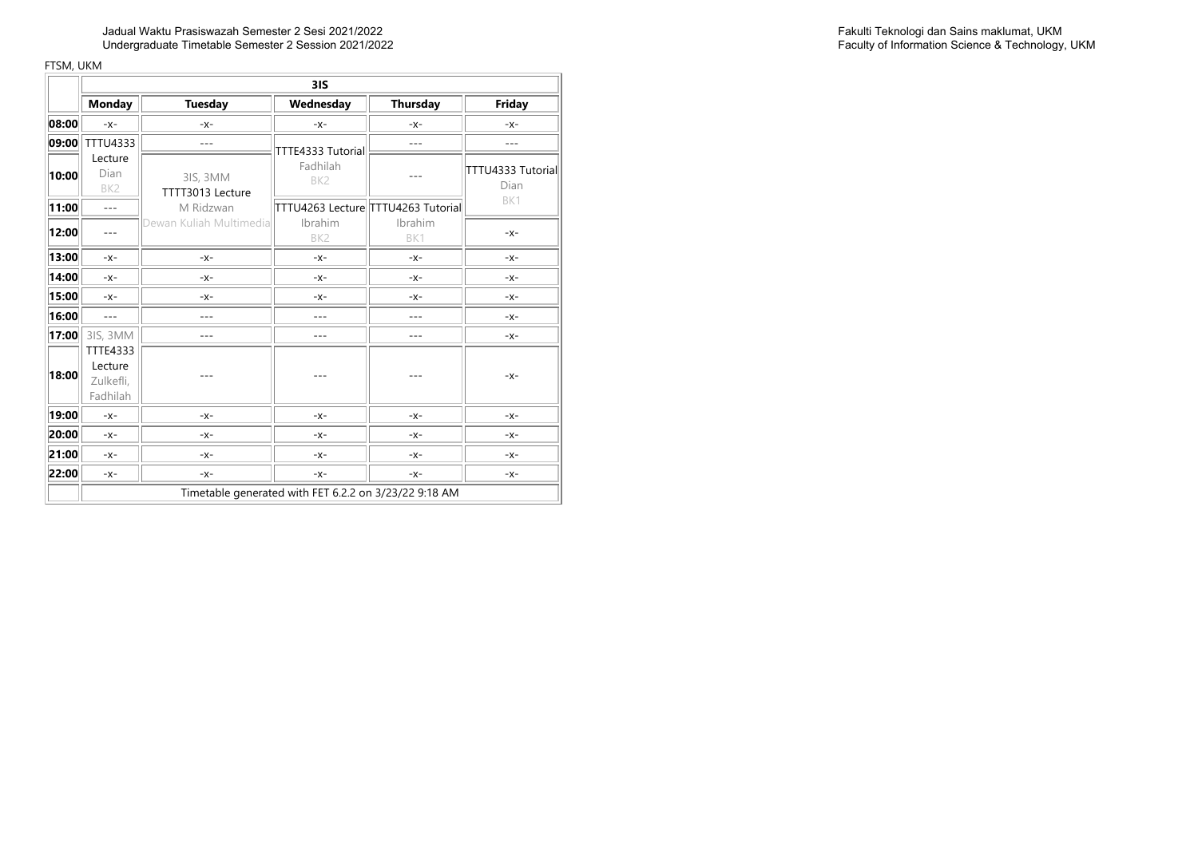Jadual Waktu Prasiswazah Semester 2 Sesi 2021/2022
Undergraduate Timetable Semester 2 Session 2021/2022

Fakulti Teknologi dan Sains maklumat, UKM
Faculty of Information Science & Technology, UKM

FTSM, UKM

| | 3IS | | | | |
|---|---|---|---|---|---|
| | **Monday** | **Tuesday** | **Wednesday** | **Thursday** | **Friday** |
| **08:00** | -x- | -x- | -x- | -x- | -x- |
| **09:00** | TTTU4333 Lecture Dian BK2 | --- | TTTE4333 Tutorial Fadhilah BK2 | --- | --- |
| **10:00** | | 3IS, 3MM TTTT3013 Lecture M Ridzwan Dewan Kuliah Multimedia | | --- | TTTU4333 Tutorial Dian BK1 |
| **11:00** | --- | | TTTU4263 Lecture Ibrahim BK2 | TTTU4263 Tutorial Ibrahim BK1 | |
| **12:00** | --- | | | | -x- |
| **13:00** | -x- | -x- | -x- | -x- | -x- |
| **14:00** | -x- | -x- | -x- | -x- | -x- |
| **15:00** | -x- | -x- | -x- | -x- | -x- |
| **16:00** | --- | --- | --- | --- | -x- |
| **17:00** | 3IS, 3MM TTTE4333 Lecture Zulkefli, Fadhilah | --- | --- | --- | -x- |
| **18:00** | | --- | --- | --- | -x- |
| **19:00** | -x- | -x- | -x- | -x- | -x- |
| **20:00** | -x- | -x- | -x- | -x- | -x- |
| **21:00** | -x- | -x- | -x- | -x- | -x- |
| **22:00** | -x- | -x- | -x- | -x- | -x- |
| | Timetable generated with FET 6.2.2 on 3/23/22 9:18 AM | | | | |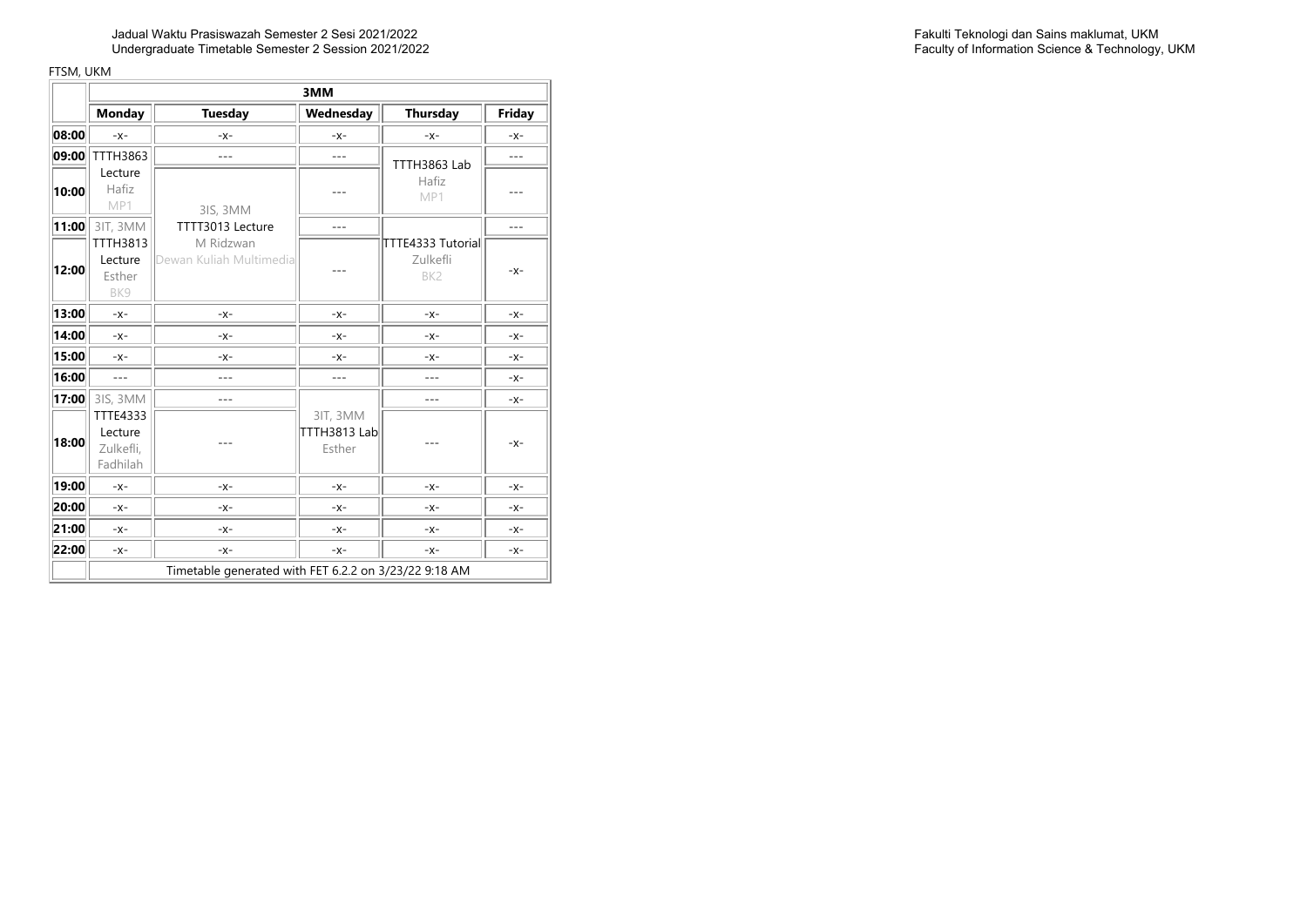Jadual Waktu Prasiswazah Semester 2 Sesi 2021/2022
Undergraduate Timetable Semester 2 Session 2021/2022

Fakulti Teknologi dan Sains maklumat, UKM
Faculty of Information Science & Technology, UKM

FTSM, UKM

| | 3MM | | | | |
|---|---|---|---|---|---|
| | **Monday** | **Tuesday** | **Wednesday** | **Thursday** | **Friday** |
| **08:00** | -x- | -x- | -x- | -x- | -x- |
| **09:00** | TTTH3863 Lecture Hafiz MP1 | --- | --- | TTTH3863 Lab Hafiz MP1 | --- |
| **10:00** | | 3IS, 3MM TTTT3013 Lecture M Ridzwan Dewan Kuliah Multimedia | --- | | --- |
| **11:00** | 3IT, 3MM TTTH3813 Lecture Esther BK9 | | --- | TTTE4333 Tutorial Zulkefli BK2 | --- |
| **12:00** | | | --- | | -x- |
| **13:00** | -x- | -x- | -x- | -x- | -x- |
| **14:00** | -x- | -x- | -x- | -x- | -x- |
| **15:00** | -x- | -x- | -x- | -x- | -x- |
| **16:00** | --- | --- | --- | --- | -x- |
| **17:00** | 3IS, 3MM TTTE4333 Lecture Zulkefli, Fadhilah | --- | 3IT, 3MM TTTH3813 Lab Esther | --- | -x- |
| **18:00** | | --- | | --- | -x- |
| **19:00** | -x- | -x- | -x- | -x- | -x- |
| **20:00** | -x- | -x- | -x- | -x- | -x- |
| **21:00** | -x- | -x- | -x- | -x- | -x- |
| **22:00** | -x- | -x- | -x- | -x- | -x- |
| | Timetable generated with FET 6.2.2 on 3/23/22 9:18 AM | | | | |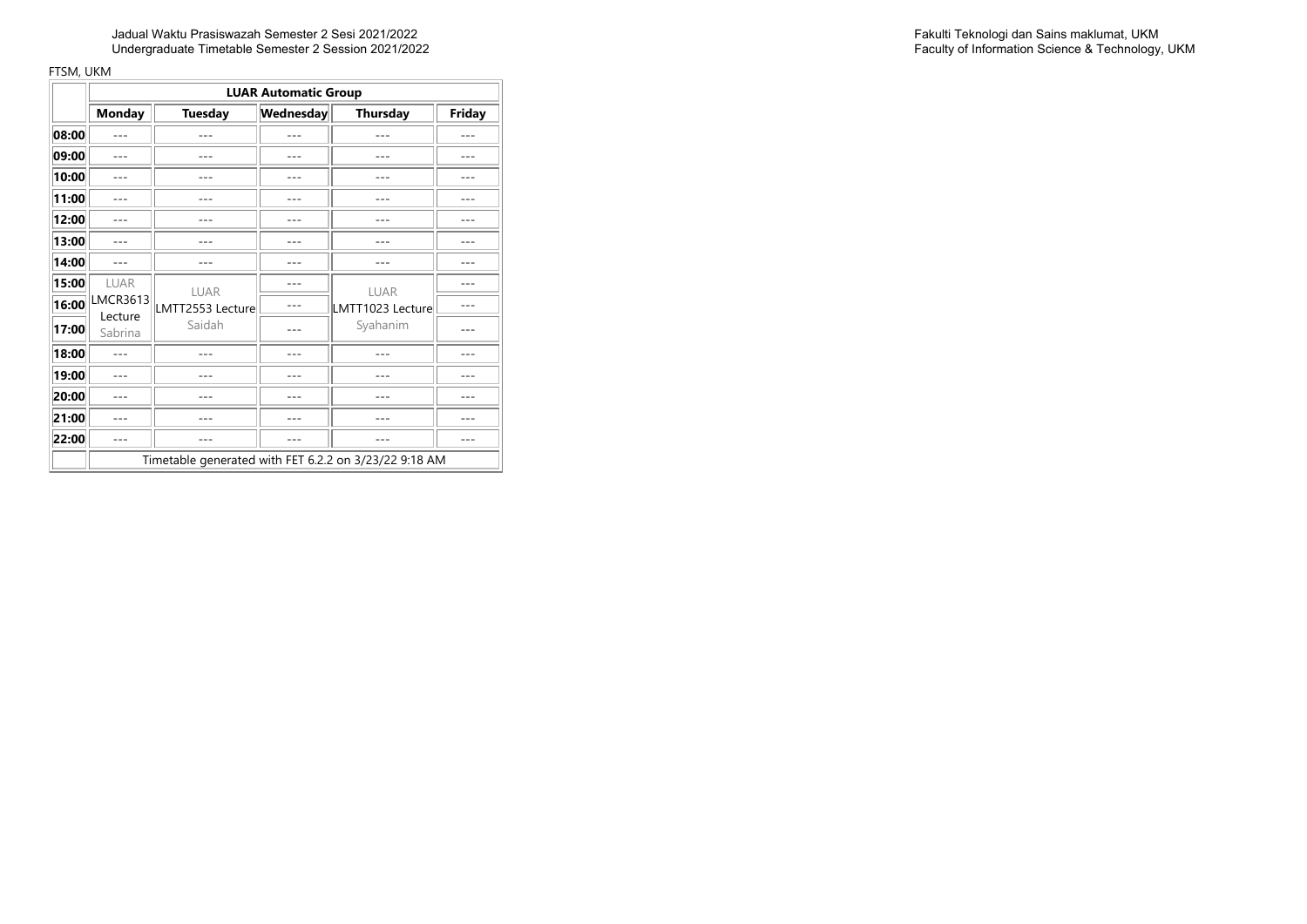Jadual Waktu Prasiswazah Semester 2 Sesi 2021/2022
Undergraduate Timetable Semester 2 Session 2021/2022

Fakulti Teknologi dan Sains maklumat, UKM
Faculty of Information Science & Technology, UKM

FTSM, UKM

| | LUAR Automatic Group | | | | |
|---|---|---|---|---|---|
| | **Monday** | **Tuesday** | **Wednesday** | **Thursday** | **Friday** |
| **08:00** | --- | --- | --- | --- | --- |
| **09:00** | --- | --- | --- | --- | --- |
| **10:00** | --- | --- | --- | --- | --- |
| **11:00** | --- | --- | --- | --- | --- |
| **12:00** | --- | --- | --- | --- | --- |
| **13:00** | --- | --- | --- | --- | --- |
| **14:00** | --- | --- | --- | --- | --- |
| **15:00** | LUAR LMCR3613 Lecture Sabrina | LUAR LMTT2553 Lecture Saidah | --- | LUAR LMTT1023 Lecture Syahanim | --- |
| **16:00** | | | --- | | --- |
| **17:00** | | | --- | | --- |
| **18:00** | --- | --- | --- | --- | --- |
| **19:00** | --- | --- | --- | --- | --- |
| **20:00** | --- | --- | --- | --- | --- |
| **21:00** | --- | --- | --- | --- | --- |
| **22:00** | --- | --- | --- | --- | --- |
| | Timetable generated with FET 6.2.2 on 3/23/22 9:18 AM | | | | |